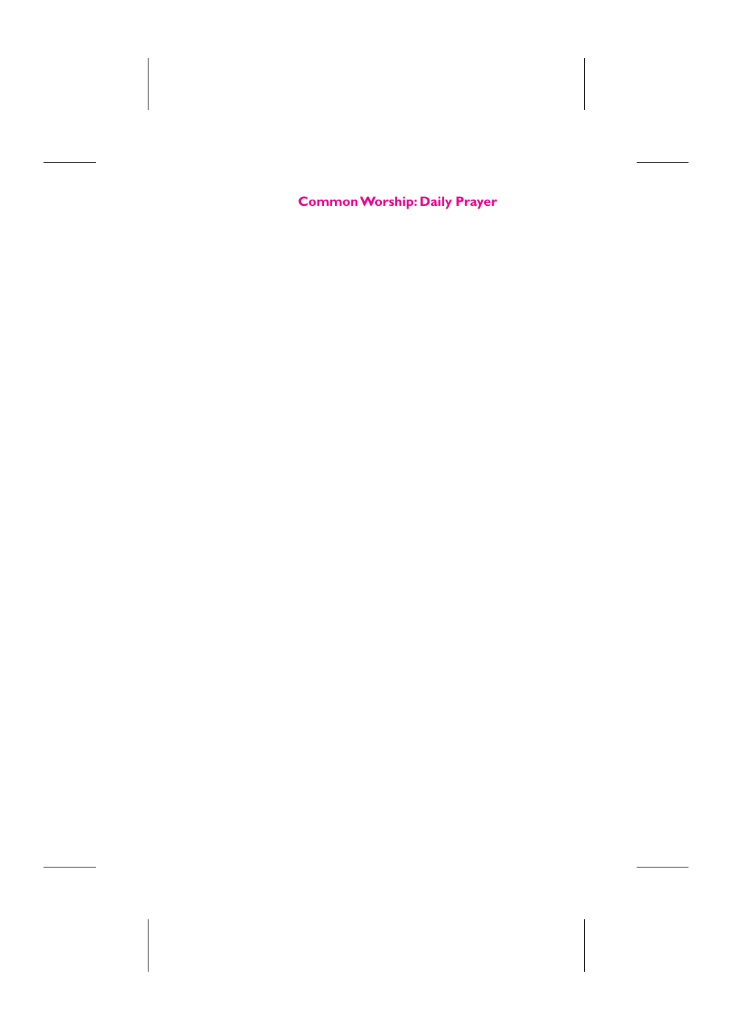# Common Worship: Daily Prayer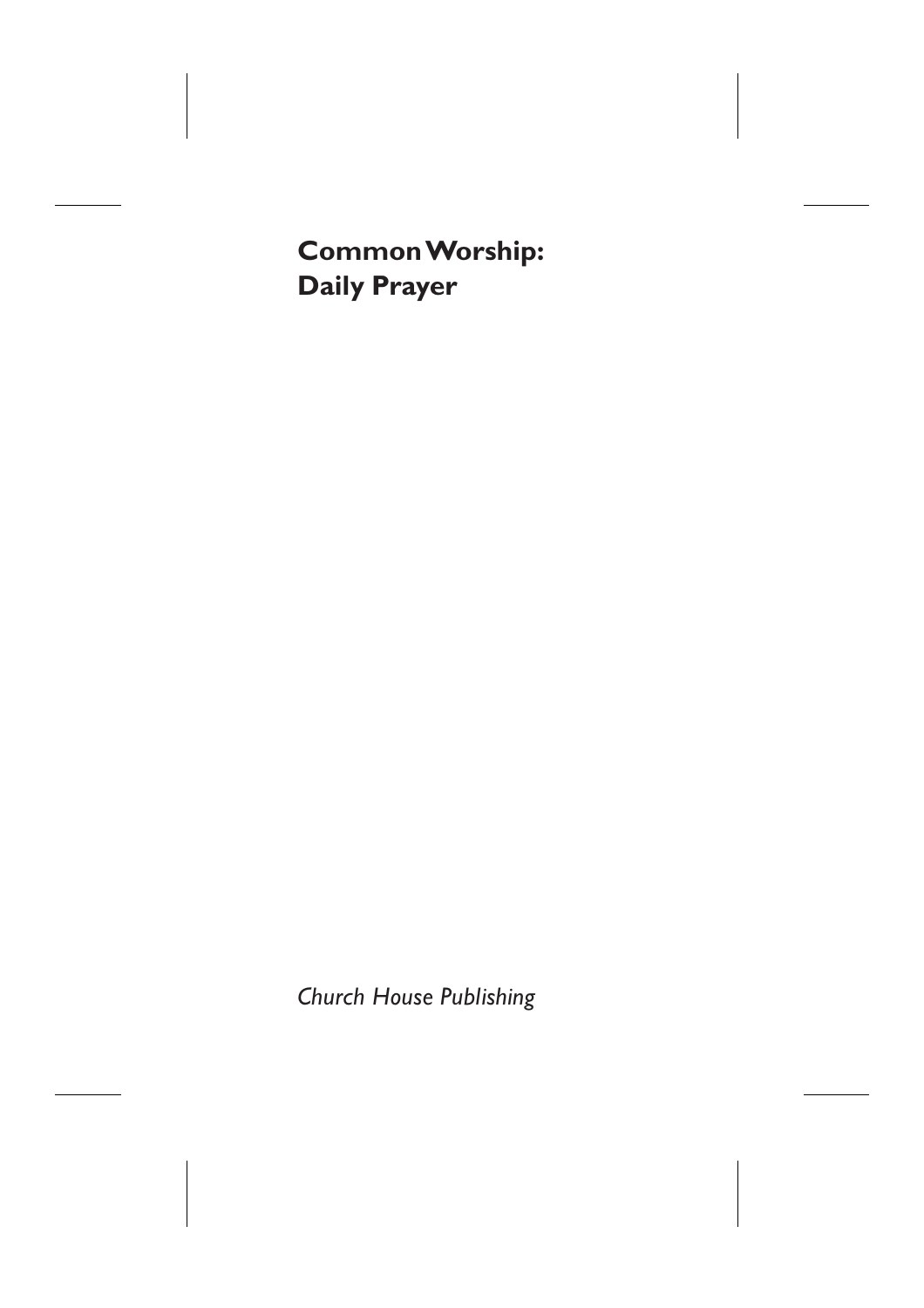# Common Worship:
# Daily Prayer

*Church House Publishing*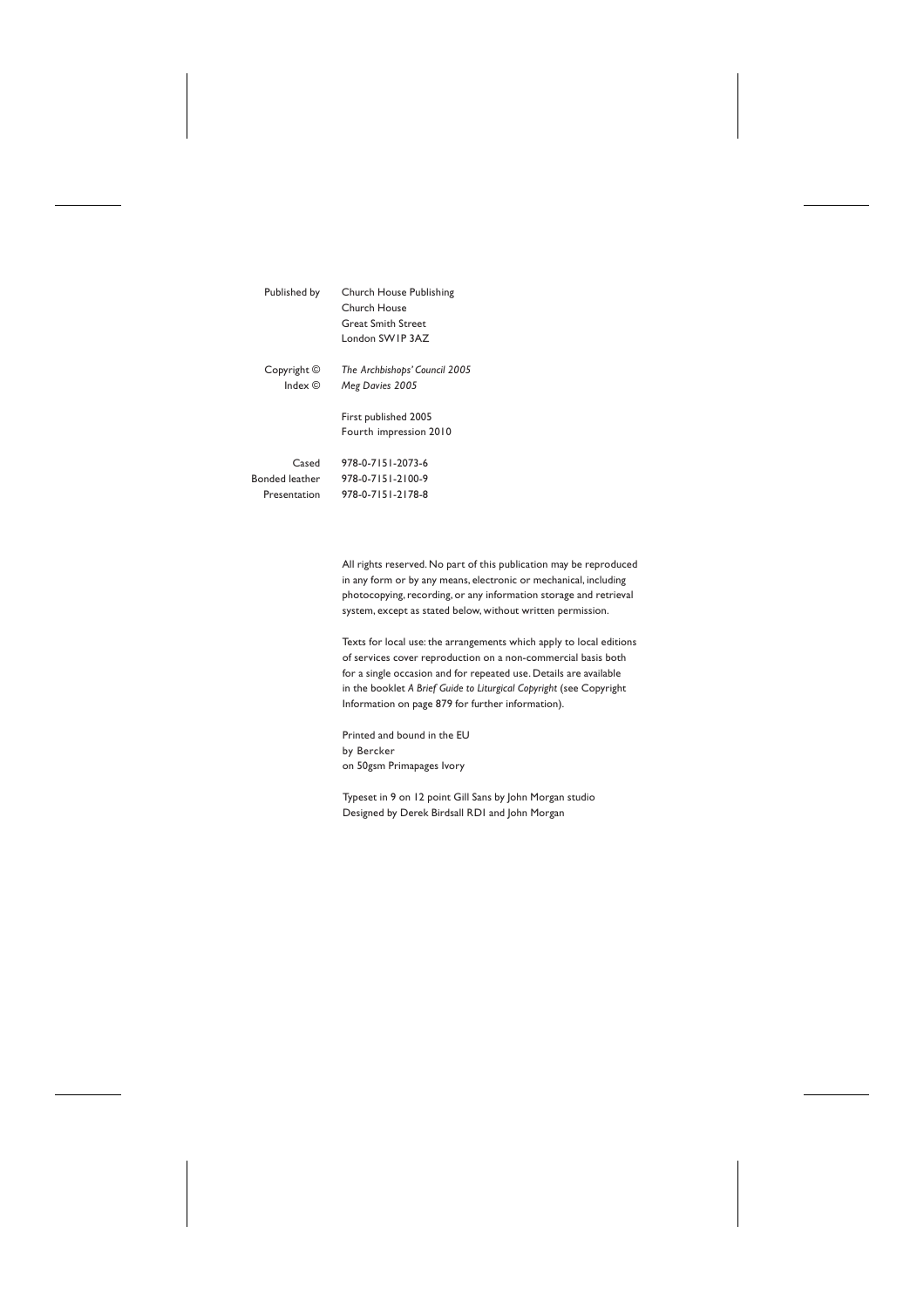| | |
|---|---|
| Published by | Church House Publishing<br>Church House<br>Great Smith Street<br>London SW1P 3AZ |
| Copyright © | *The Archbishops' Council 2005* |
| Index © | *Meg Davies 2005* |
| | First published 2005<br>Fourth impression 2010 |
| Cased | 978-0-7151-2073-6 |
| Bonded leather | 978-0-7151-2100-9 |
| Presentation | 978-0-7151-2178-8 |

All rights reserved. No part of this publication may be reproduced in any form or by any means, electronic or mechanical, including photocopying, recording, or any information storage and retrieval system, except as stated below, without written permission.

Texts for local use: the arrangements which apply to local editions of services cover reproduction on a non-commercial basis both for a single occasion and for repeated use. Details are available in the booklet *A Brief Guide to Liturgical Copyright* (see Copyright Information on page 879 for further information).

Printed and bound in the EU
by Bercker
on 50gsm Primapages Ivory

Typeset in 9 on 12 point Gill Sans by John Morgan studio
Designed by Derek Birdsall RDI and John Morgan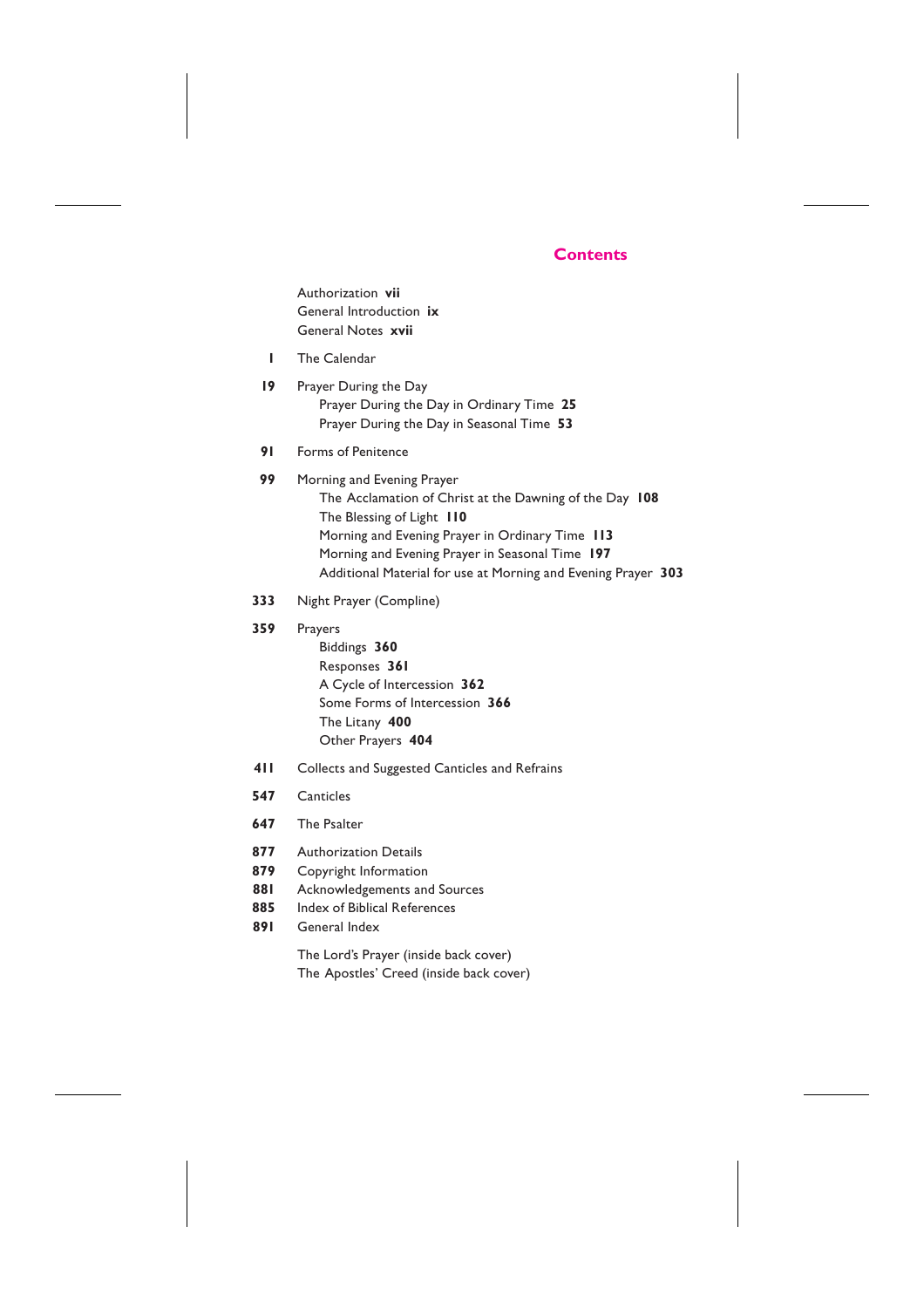# Contents

Authorization **vii**
General Introduction **ix**
General Notes **xvii**

**1** The Calendar

**19** Prayer During the Day
- Prayer During the Day in Ordinary Time **25**
- Prayer During the Day in Seasonal Time **53**

**91** Forms of Penitence

**99** Morning and Evening Prayer
- The Acclamation of Christ at the Dawning of the Day **108**
- The Blessing of Light **110**
- Morning and Evening Prayer in Ordinary Time **113**
- Morning and Evening Prayer in Seasonal Time **197**
- Additional Material for use at Morning and Evening Prayer **303**

**333** Night Prayer (Compline)

**359** Prayers
- Biddings **360**
- Responses **361**
- A Cycle of Intercession **362**
- Some Forms of Intercession **366**
- The Litany **400**
- Other Prayers **404**

**411** Collects and Suggested Canticles and Refrains

**547** Canticles

**647** The Psalter

**877** Authorization Details
**879** Copyright Information
**881** Acknowledgements and Sources
**885** Index of Biblical References
**891** General Index

The Lord's Prayer (inside back cover)
The Apostles' Creed (inside back cover)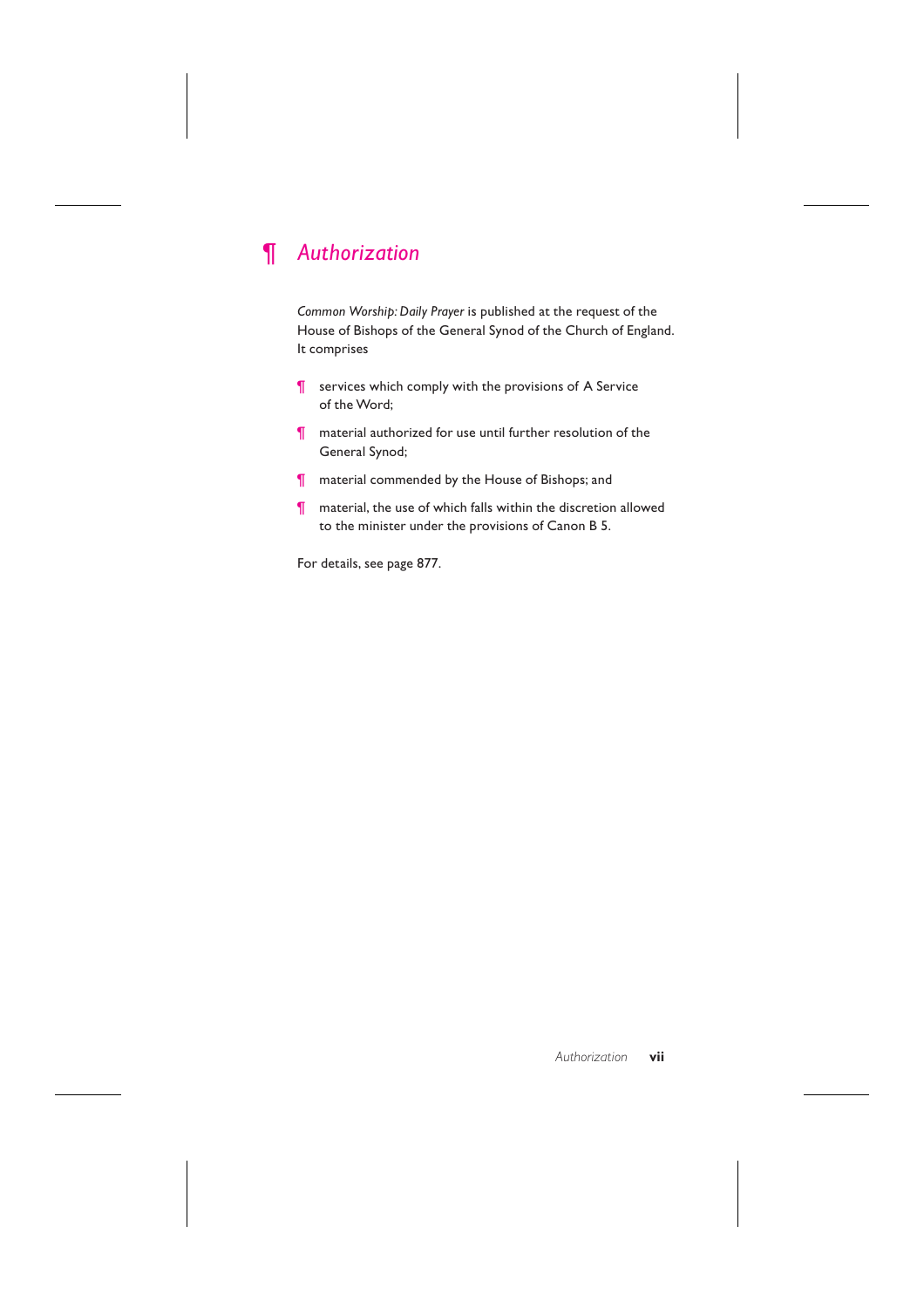# ¶ *Authorization*

*Common Worship: Daily Prayer* is published at the request of the House of Bishops of the General Synod of the Church of England. It comprises

¶ services which comply with the provisions of A Service of the Word;

¶ material authorized for use until further resolution of the General Synod;

¶ material commended by the House of Bishops; and

¶ material, the use of which falls within the discretion allowed to the minister under the provisions of Canon B 5.

For details, see page 877.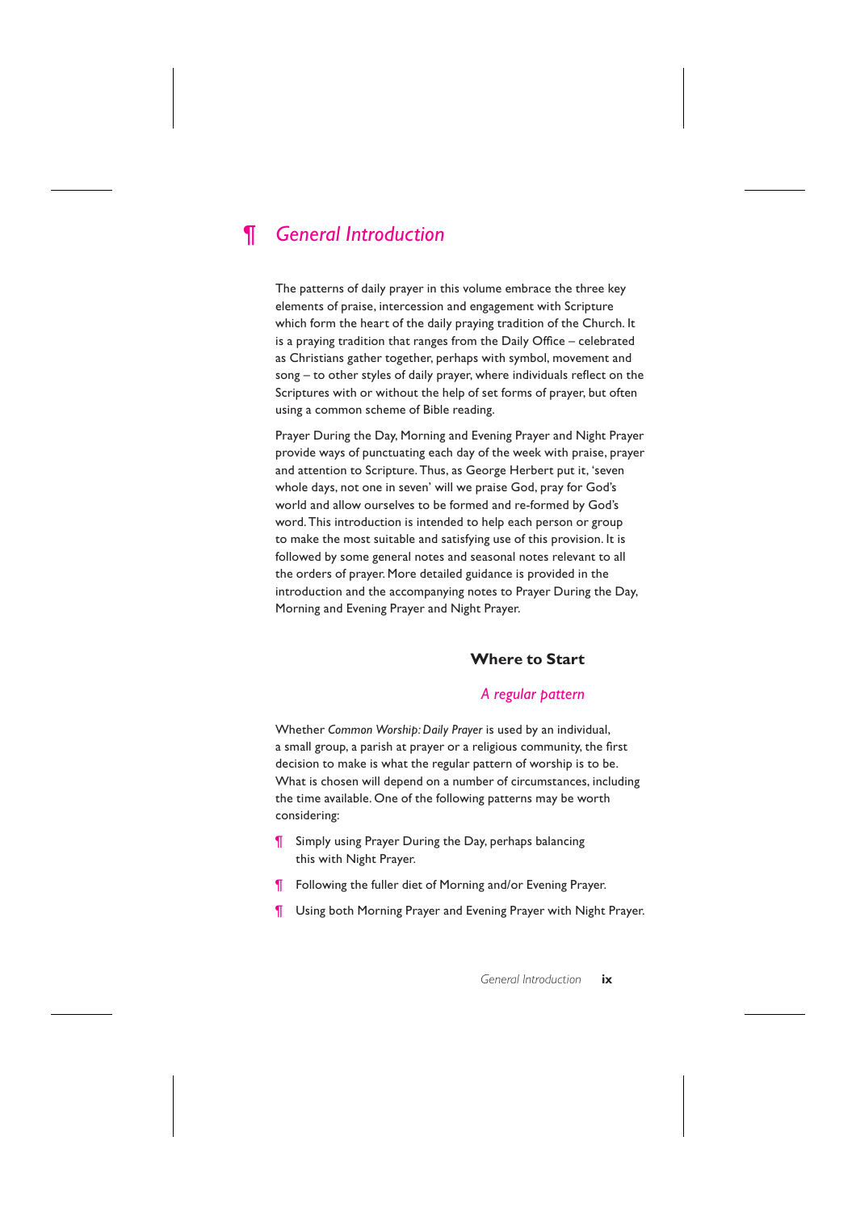# ¶ *General Introduction*

The patterns of daily prayer in this volume embrace the three key elements of praise, intercession and engagement with Scripture which form the heart of the daily praying tradition of the Church. It is a praying tradition that ranges from the Daily Office – celebrated as Christians gather together, perhaps with symbol, movement and song – to other styles of daily prayer, where individuals reflect on the Scriptures with or without the help of set forms of prayer, but often using a common scheme of Bible reading.

Prayer During the Day, Morning and Evening Prayer and Night Prayer provide ways of punctuating each day of the week with praise, prayer and attention to Scripture. Thus, as George Herbert put it, 'seven whole days, not one in seven' will we praise God, pray for God's world and allow ourselves to be formed and re-formed by God's word. This introduction is intended to help each person or group to make the most suitable and satisfying use of this provision. It is followed by some general notes and seasonal notes relevant to all the orders of prayer. More detailed guidance is provided in the introduction and the accompanying notes to Prayer During the Day, Morning and Evening Prayer and Night Prayer.

## Where to Start

### *A regular pattern*

Whether *Common Worship: Daily Prayer* is used by an individual, a small group, a parish at prayer or a religious community, the first decision to make is what the regular pattern of worship is to be. What is chosen will depend on a number of circumstances, including the time available. One of the following patterns may be worth considering:

¶ Simply using Prayer During the Day, perhaps balancing this with Night Prayer.

¶ Following the fuller diet of Morning and/or Evening Prayer.

¶ Using both Morning Prayer and Evening Prayer with Night Prayer.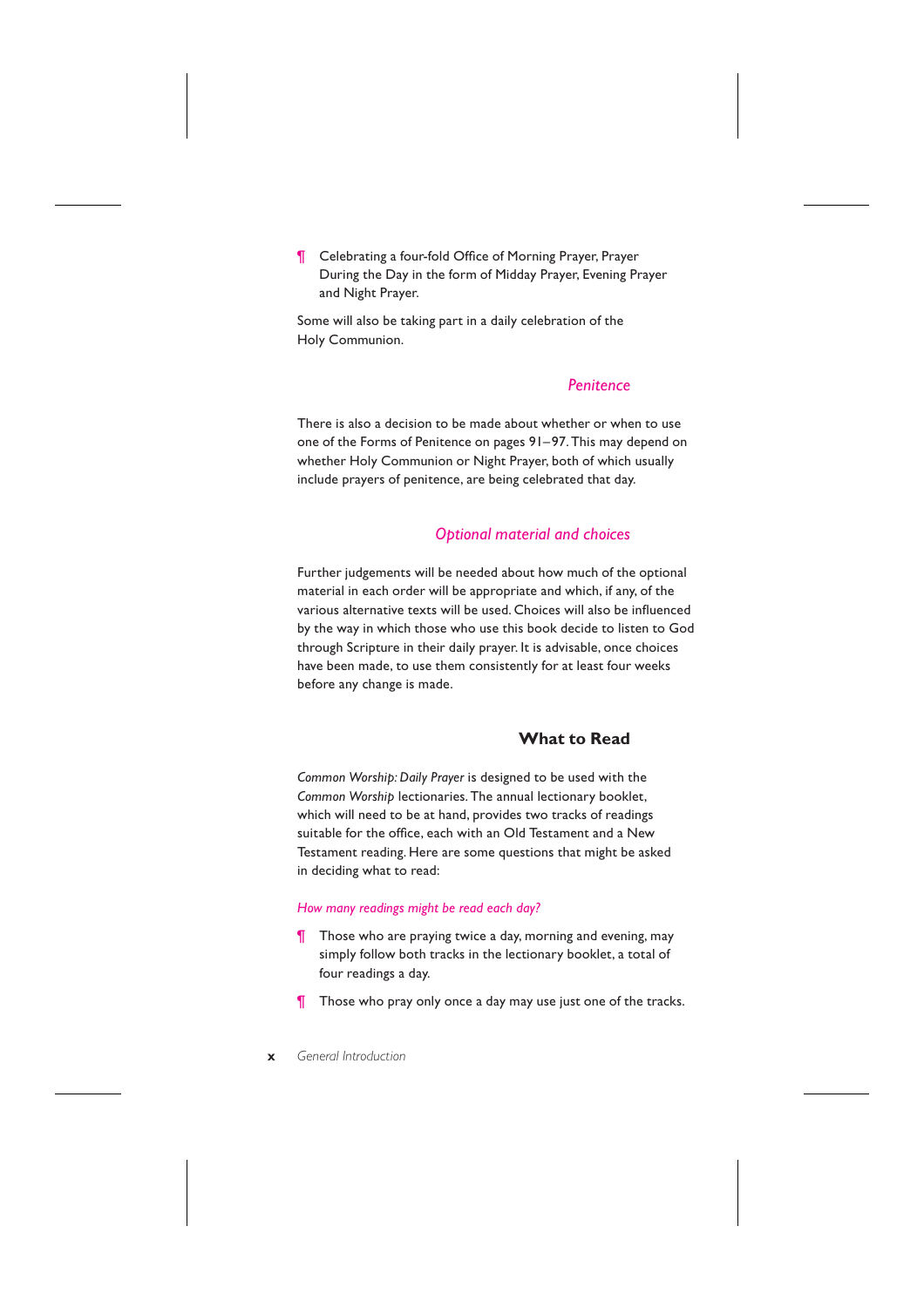¶ Celebrating a four-fold Office of Morning Prayer, Prayer During the Day in the form of Midday Prayer, Evening Prayer and Night Prayer.

Some will also be taking part in a daily celebration of the Holy Communion.

### *Penitence*

There is also a decision to be made about whether or when to use one of the Forms of Penitence on pages 91–97. This may depend on whether Holy Communion or Night Prayer, both of which usually include prayers of penitence, are being celebrated that day.

### *Optional material and choices*

Further judgements will be needed about how much of the optional material in each order will be appropriate and which, if any, of the various alternative texts will be used. Choices will also be influenced by the way in which those who use this book decide to listen to God through Scripture in their daily prayer. It is advisable, once choices have been made, to use them consistently for at least four weeks before any change is made.

## What to Read

*Common Worship: Daily Prayer* is designed to be used with the *Common Worship* lectionaries. The annual lectionary booklet, which will need to be at hand, provides two tracks of readings suitable for the office, each with an Old Testament and a New Testament reading. Here are some questions that might be asked in deciding what to read:

*How many readings might be read each day?*

¶ Those who are praying twice a day, morning and evening, may simply follow both tracks in the lectionary booklet, a total of four readings a day.

¶ Those who pray only once a day may use just one of the tracks.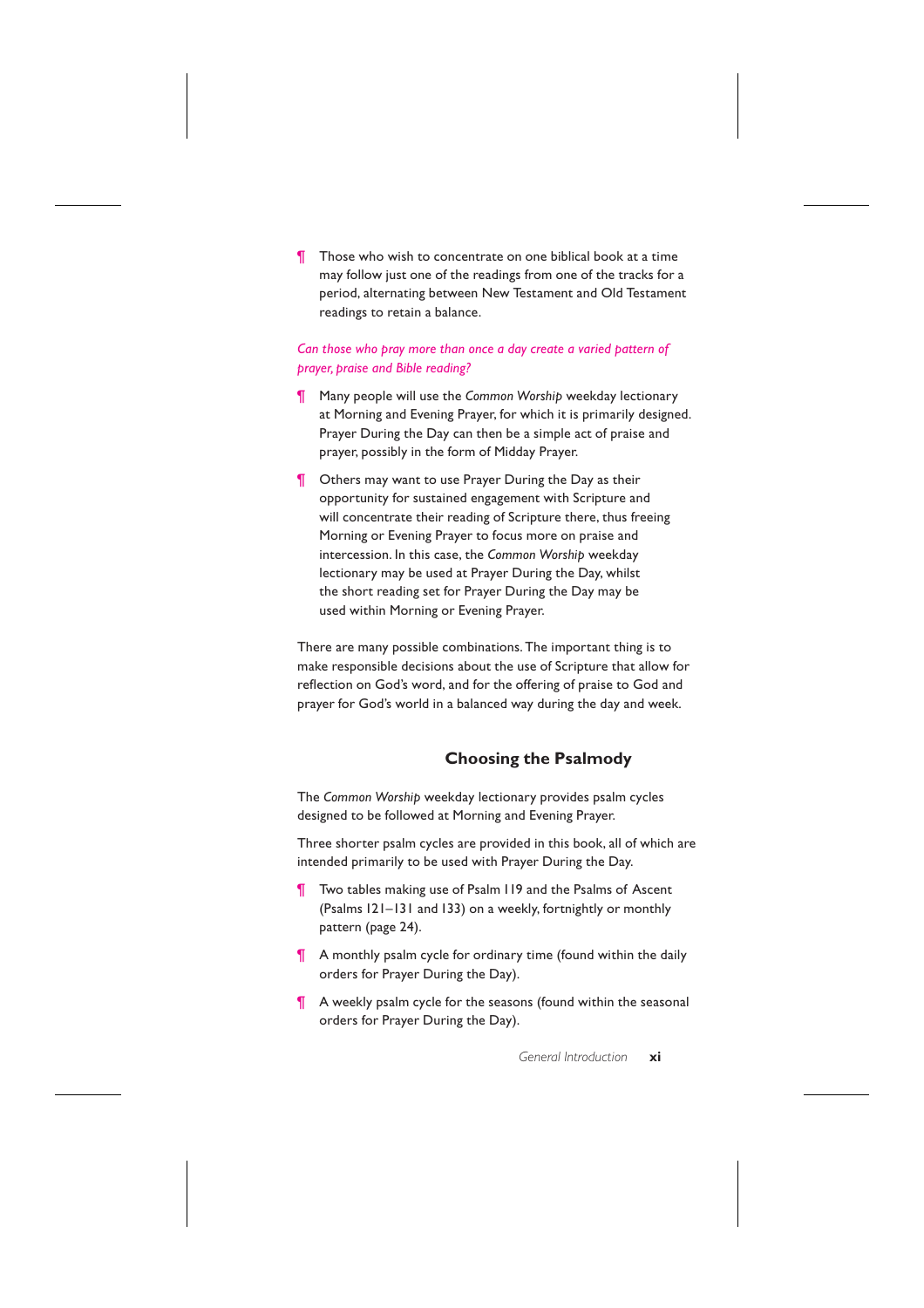¶ Those who wish to concentrate on one biblical book at a time may follow just one of the readings from one of the tracks for a period, alternating between New Testament and Old Testament readings to retain a balance.

*Can those who pray more than once a day create a varied pattern of prayer, praise and Bible reading?*

¶ Many people will use the *Common Worship* weekday lectionary at Morning and Evening Prayer, for which it is primarily designed. Prayer During the Day can then be a simple act of praise and prayer, possibly in the form of Midday Prayer.

¶ Others may want to use Prayer During the Day as their opportunity for sustained engagement with Scripture and will concentrate their reading of Scripture there, thus freeing Morning or Evening Prayer to focus more on praise and intercession. In this case, the *Common Worship* weekday lectionary may be used at Prayer During the Day, whilst the short reading set for Prayer During the Day may be used within Morning or Evening Prayer.

There are many possible combinations. The important thing is to make responsible decisions about the use of Scripture that allow for reflection on God's word, and for the offering of praise to God and prayer for God's world in a balanced way during the day and week.

## Choosing the Psalmody

The *Common Worship* weekday lectionary provides psalm cycles designed to be followed at Morning and Evening Prayer.

Three shorter psalm cycles are provided in this book, all of which are intended primarily to be used with Prayer During the Day.

¶ Two tables making use of Psalm 119 and the Psalms of Ascent (Psalms 121–131 and 133) on a weekly, fortnightly or monthly pattern (page 24).

¶ A monthly psalm cycle for ordinary time (found within the daily orders for Prayer During the Day).

¶ A weekly psalm cycle for the seasons (found within the seasonal orders for Prayer During the Day).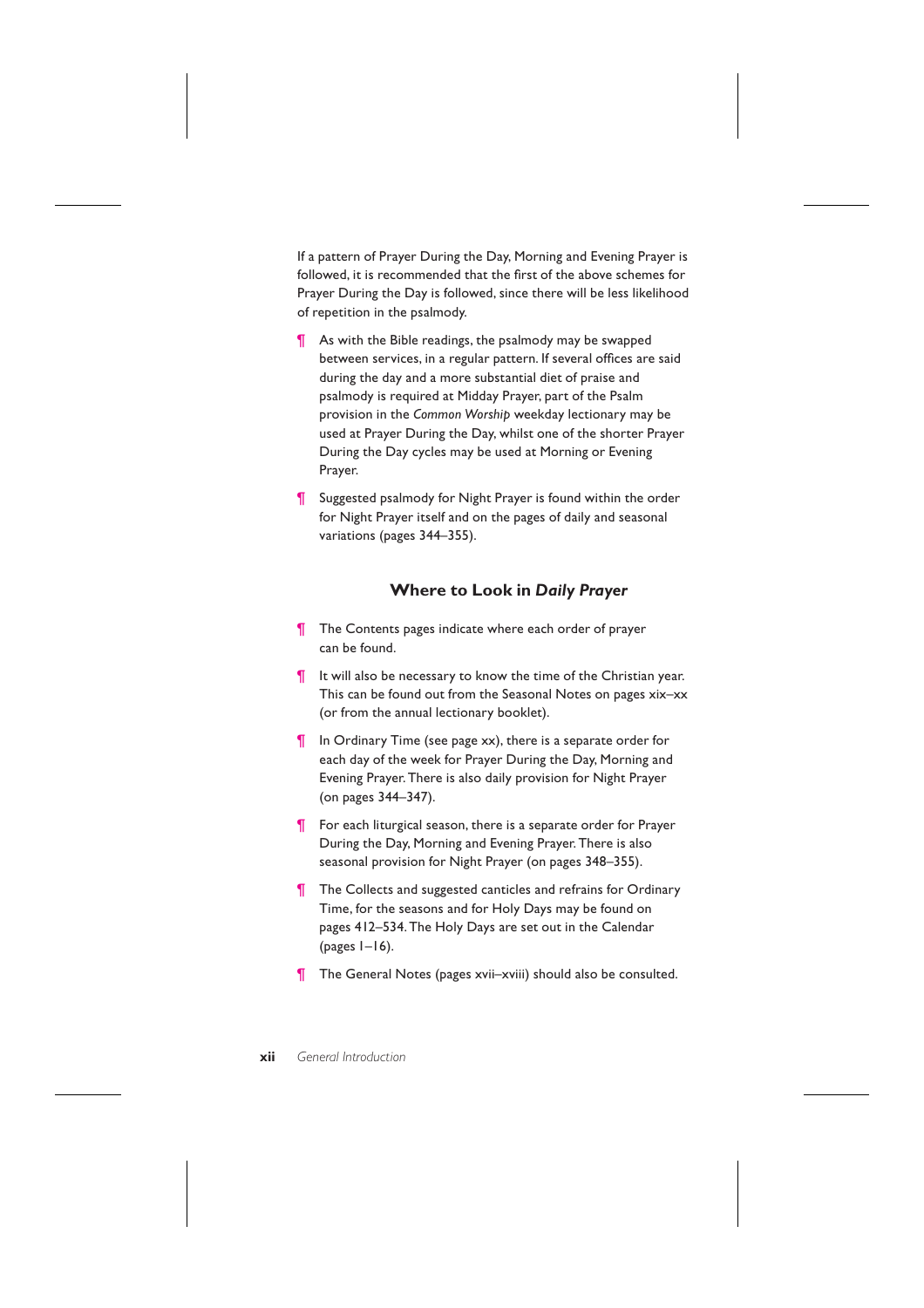If a pattern of Prayer During the Day, Morning and Evening Prayer is followed, it is recommended that the first of the above schemes for Prayer During the Day is followed, since there will be less likelihood of repetition in the psalmody.

¶ As with the Bible readings, the psalmody may be swapped between services, in a regular pattern. If several offices are said during the day and a more substantial diet of praise and psalmody is required at Midday Prayer, part of the Psalm provision in the *Common Worship* weekday lectionary may be used at Prayer During the Day, whilst one of the shorter Prayer During the Day cycles may be used at Morning or Evening Prayer.

¶ Suggested psalmody for Night Prayer is found within the order for Night Prayer itself and on the pages of daily and seasonal variations (pages 344–355).

## Where to Look in *Daily Prayer*

¶ The Contents pages indicate where each order of prayer can be found.

¶ It will also be necessary to know the time of the Christian year. This can be found out from the Seasonal Notes on pages xix–xx (or from the annual lectionary booklet).

¶ In Ordinary Time (see page xx), there is a separate order for each day of the week for Prayer During the Day, Morning and Evening Prayer. There is also daily provision for Night Prayer (on pages 344–347).

¶ For each liturgical season, there is a separate order for Prayer During the Day, Morning and Evening Prayer. There is also seasonal provision for Night Prayer (on pages 348–355).

¶ The Collects and suggested canticles and refrains for Ordinary Time, for the seasons and for Holy Days may be found on pages 412–534. The Holy Days are set out in the Calendar (pages 1–16).

¶ The General Notes (pages xvii–xviii) should also be consulted.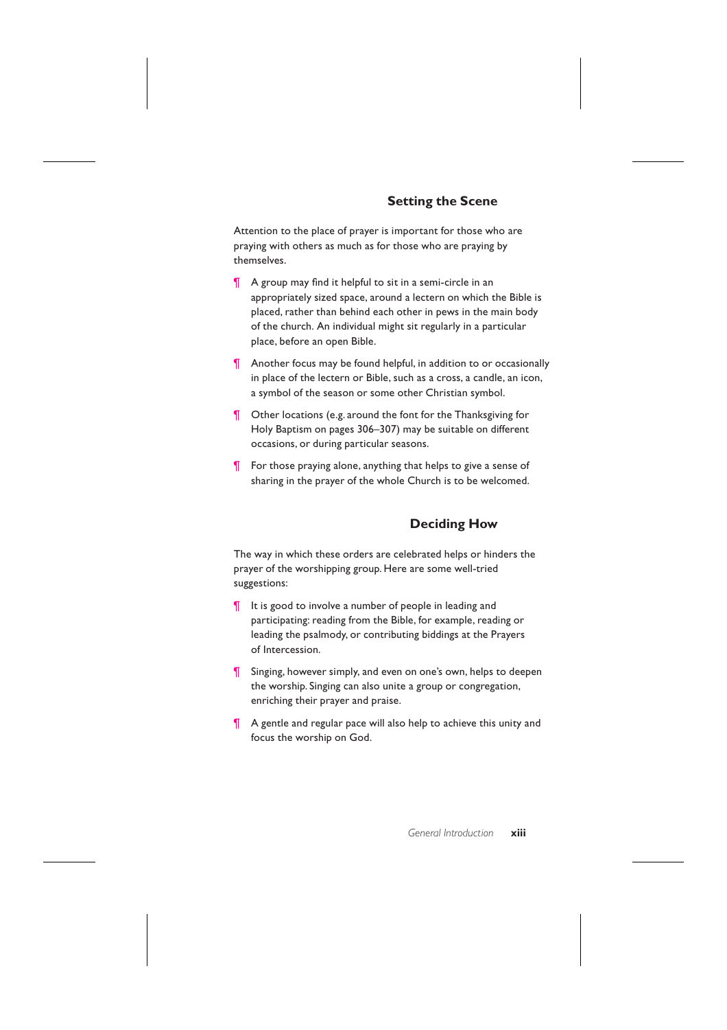## Setting the Scene

Attention to the place of prayer is important for those who are praying with others as much as for those who are praying by themselves.

¶ A group may find it helpful to sit in a semi-circle in an appropriately sized space, around a lectern on which the Bible is placed, rather than behind each other in pews in the main body of the church. An individual might sit regularly in a particular place, before an open Bible.

¶ Another focus may be found helpful, in addition to or occasionally in place of the lectern or Bible, such as a cross, a candle, an icon, a symbol of the season or some other Christian symbol.

¶ Other locations (e.g. around the font for the Thanksgiving for Holy Baptism on pages 306–307) may be suitable on different occasions, or during particular seasons.

¶ For those praying alone, anything that helps to give a sense of sharing in the prayer of the whole Church is to be welcomed.

## Deciding How

The way in which these orders are celebrated helps or hinders the prayer of the worshipping group. Here are some well-tried suggestions:

¶ It is good to involve a number of people in leading and participating: reading from the Bible, for example, reading or leading the psalmody, or contributing biddings at the Prayers of Intercession.

¶ Singing, however simply, and even on one's own, helps to deepen the worship. Singing can also unite a group or congregation, enriching their prayer and praise.

¶ A gentle and regular pace will also help to achieve this unity and focus the worship on God.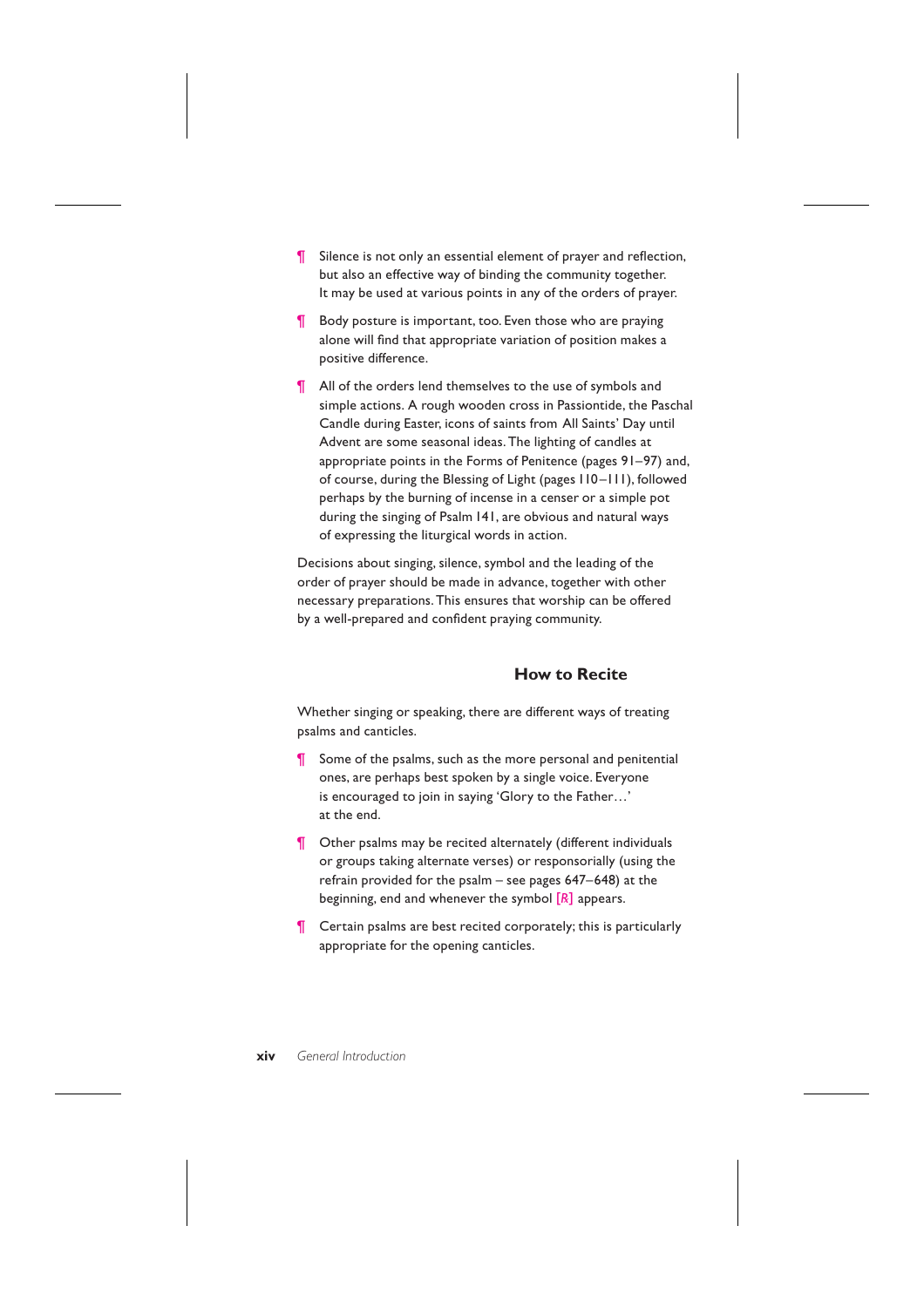¶ Silence is not only an essential element of prayer and reflection, but also an effective way of binding the community together. It may be used at various points in any of the orders of prayer.

¶ Body posture is important, too. Even those who are praying alone will find that appropriate variation of position makes a positive difference.

¶ All of the orders lend themselves to the use of symbols and simple actions. A rough wooden cross in Passiontide, the Paschal Candle during Easter, icons of saints from All Saints' Day until Advent are some seasonal ideas. The lighting of candles at appropriate points in the Forms of Penitence (pages 91–97) and, of course, during the Blessing of Light (pages 110–111), followed perhaps by the burning of incense in a censer or a simple pot during the singing of Psalm 141, are obvious and natural ways of expressing the liturgical words in action.

Decisions about singing, silence, symbol and the leading of the order of prayer should be made in advance, together with other necessary preparations. This ensures that worship can be offered by a well-prepared and confident praying community.

## How to Recite

Whether singing or speaking, there are different ways of treating psalms and canticles.

¶ Some of the psalms, such as the more personal and penitential ones, are perhaps best spoken by a single voice. Everyone is encouraged to join in saying 'Glory to the Father…' at the end.

¶ Other psalms may be recited alternately (different individuals or groups taking alternate verses) or responsorially (using the refrain provided for the psalm – see pages 647–648) at the beginning, end and whenever the symbol [*R*] appears.

¶ Certain psalms are best recited corporately; this is particularly appropriate for the opening canticles.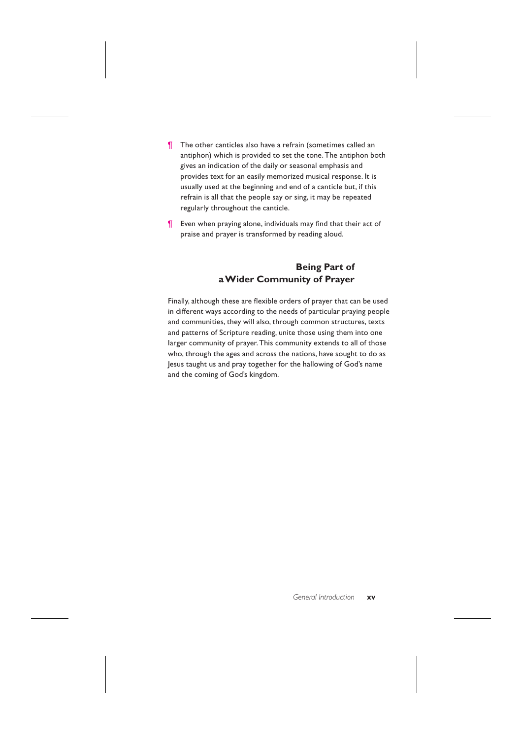¶ The other canticles also have a refrain (sometimes called an antiphon) which is provided to set the tone. The antiphon both gives an indication of the daily or seasonal emphasis and provides text for an easily memorized musical response. It is usually used at the beginning and end of a canticle but, if this refrain is all that the people say or sing, it may be repeated regularly throughout the canticle.

¶ Even when praying alone, individuals may find that their act of praise and prayer is transformed by reading aloud.

## Being Part of a Wider Community of Prayer

Finally, although these are flexible orders of prayer that can be used in different ways according to the needs of particular praying people and communities, they will also, through common structures, texts and patterns of Scripture reading, unite those using them into one larger community of prayer. This community extends to all of those who, through the ages and across the nations, have sought to do as Jesus taught us and pray together for the hallowing of God's name and the coming of God's kingdom.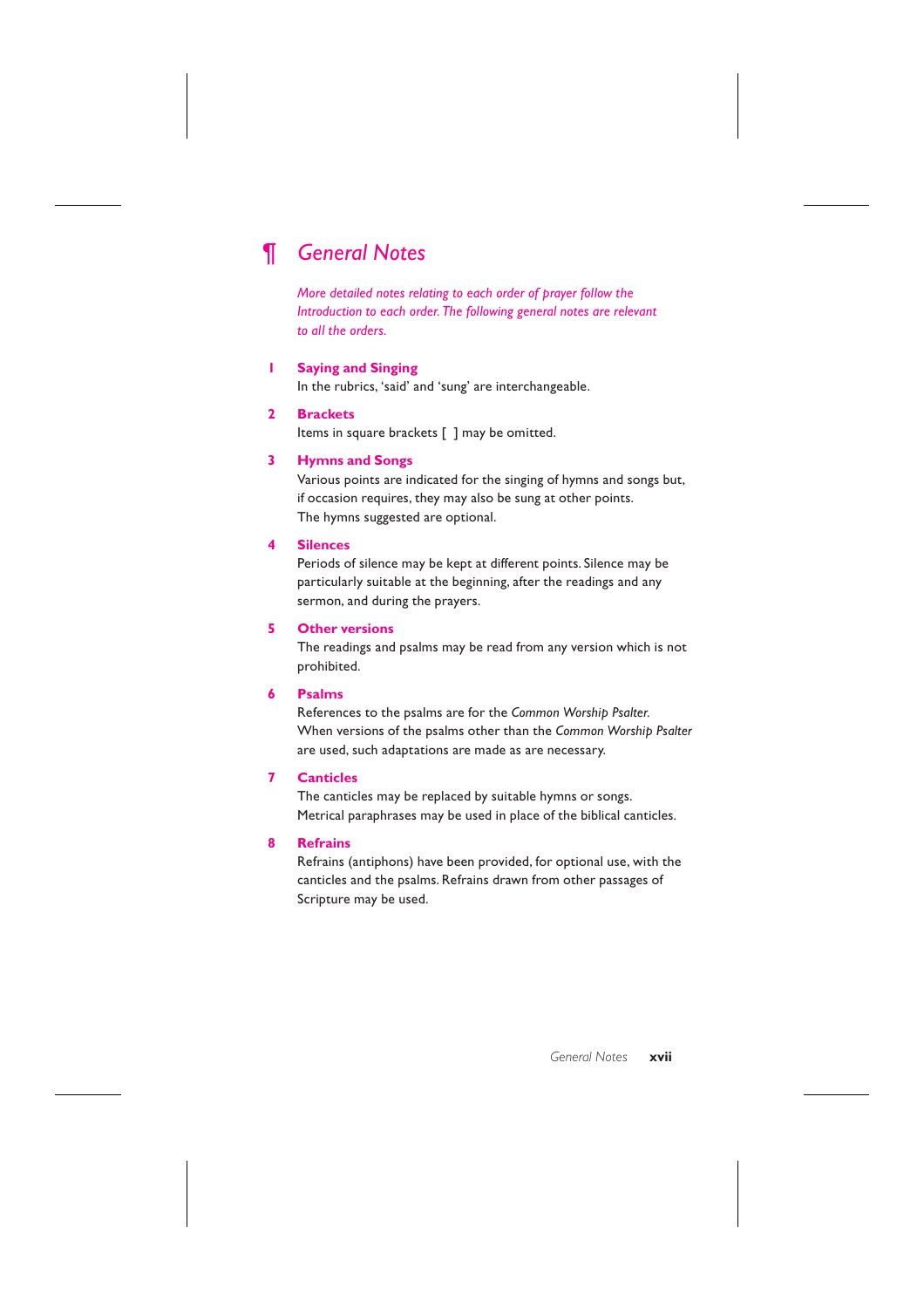# ¶ *General Notes*

*More detailed notes relating to each order of prayer follow the Introduction to each order. The following general notes are relevant to all the orders.*

**1 Saying and Singing**

In the rubrics, 'said' and 'sung' are interchangeable.

**2 Brackets**

Items in square brackets [ ] may be omitted.

**3 Hymns and Songs**

Various points are indicated for the singing of hymns and songs but, if occasion requires, they may also be sung at other points. The hymns suggested are optional.

**4 Silences**

Periods of silence may be kept at different points. Silence may be particularly suitable at the beginning, after the readings and any sermon, and during the prayers.

**5 Other versions**

The readings and psalms may be read from any version which is not prohibited.

**6 Psalms**

References to the psalms are for the *Common Worship Psalter*. When versions of the psalms other than the *Common Worship Psalter* are used, such adaptations are made as are necessary.

**7 Canticles**

The canticles may be replaced by suitable hymns or songs. Metrical paraphrases may be used in place of the biblical canticles.

**8 Refrains**

Refrains (antiphons) have been provided, for optional use, with the canticles and the psalms. Refrains drawn from other passages of Scripture may be used.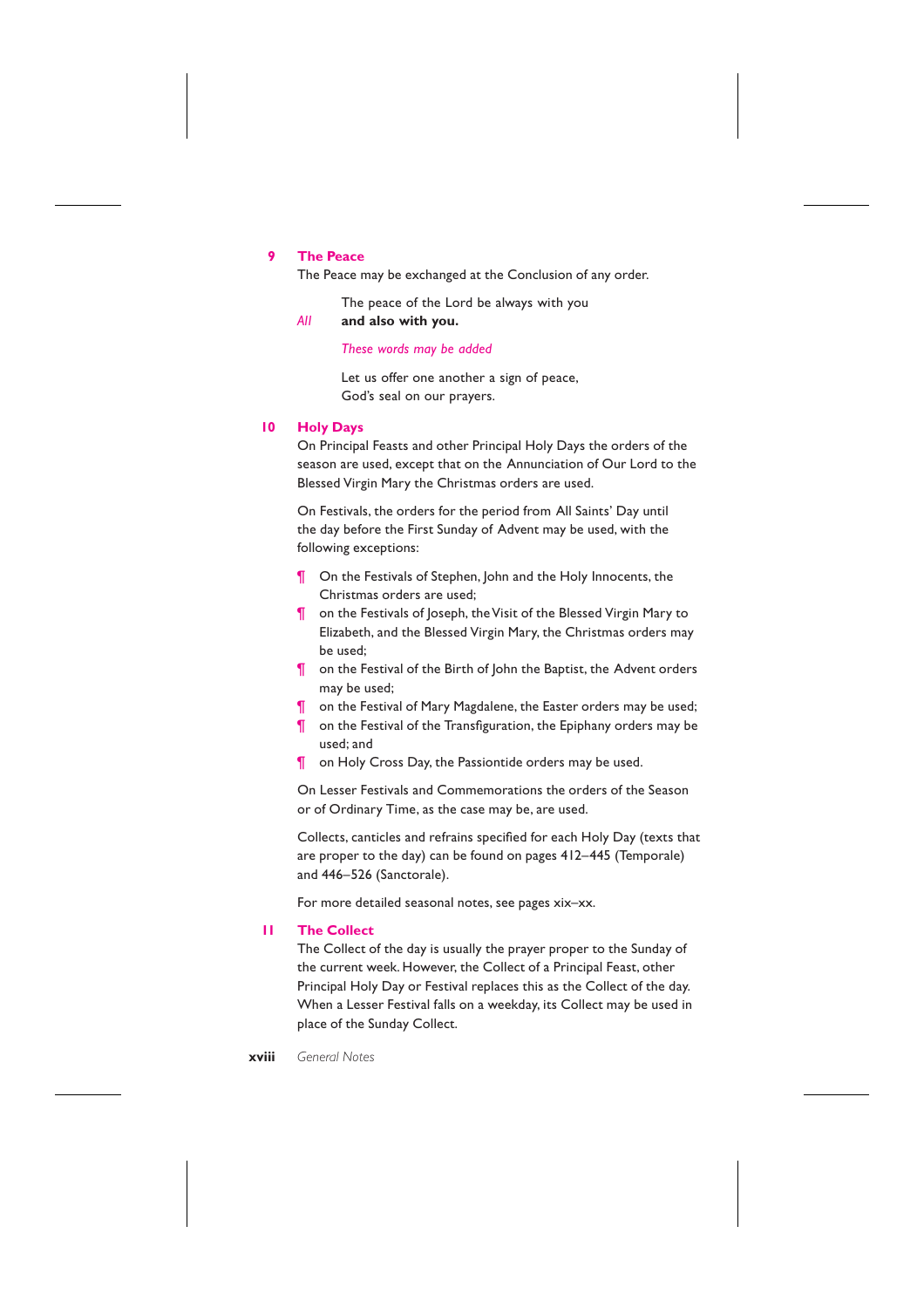## 9 The Peace

The Peace may be exchanged at the Conclusion of any order.

The peace of the Lord be always with you
*All* **and also with you.**

*These words may be added*

Let us offer one another a sign of peace,
God's seal on our prayers.

## 10 Holy Days

On Principal Feasts and other Principal Holy Days the orders of the season are used, except that on the Annunciation of Our Lord to the Blessed Virgin Mary the Christmas orders are used.

On Festivals, the orders for the period from All Saints' Day until the day before the First Sunday of Advent may be used, with the following exceptions:

¶ On the Festivals of Stephen, John and the Holy Innocents, the Christmas orders are used;
¶ on the Festivals of Joseph, the Visit of the Blessed Virgin Mary to Elizabeth, and the Blessed Virgin Mary, the Christmas orders may be used;
¶ on the Festival of the Birth of John the Baptist, the Advent orders may be used;
¶ on the Festival of Mary Magdalene, the Easter orders may be used;
¶ on the Festival of the Transfiguration, the Epiphany orders may be used; and
¶ on Holy Cross Day, the Passiontide orders may be used.

On Lesser Festivals and Commemorations the orders of the Season or of Ordinary Time, as the case may be, are used.

Collects, canticles and refrains specified for each Holy Day (texts that are proper to the day) can be found on pages 412–445 (Temporale) and 446–526 (Sanctorale).

For more detailed seasonal notes, see pages xix–xx.

## 11 The Collect

The Collect of the day is usually the prayer proper to the Sunday of the current week. However, the Collect of a Principal Feast, other Principal Holy Day or Festival replaces this as the Collect of the day. When a Lesser Festival falls on a weekday, its Collect may be used in place of the Sunday Collect.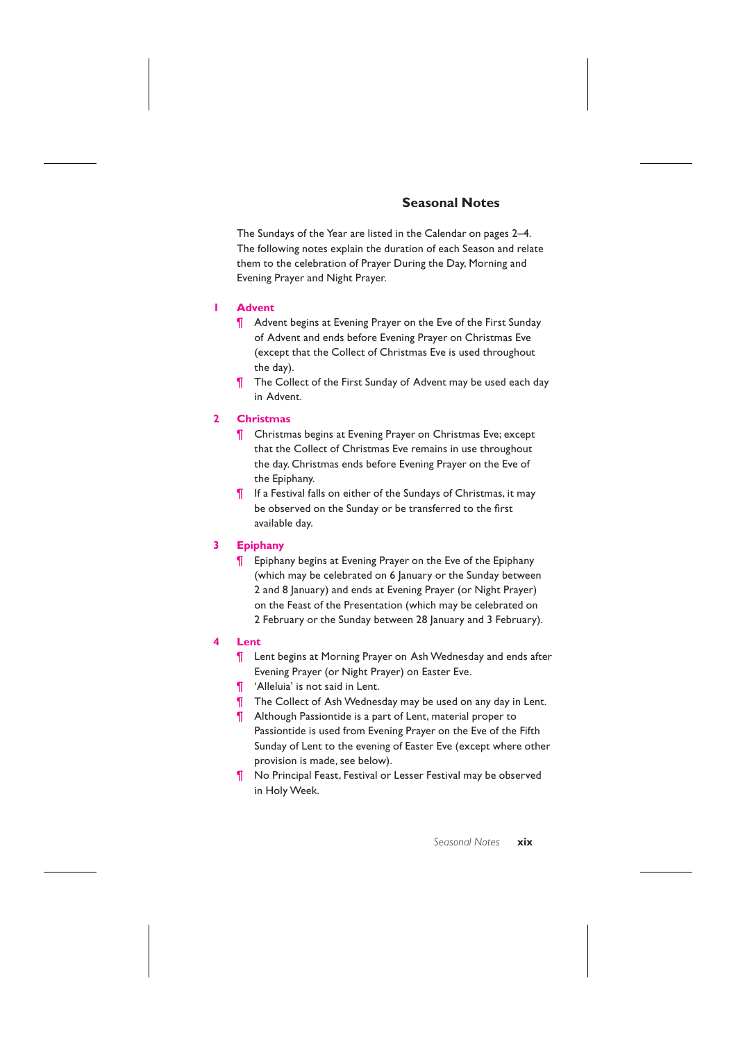## Seasonal Notes

The Sundays of the Year are listed in the Calendar on pages 2–4. The following notes explain the duration of each Season and relate them to the celebration of Prayer During the Day, Morning and Evening Prayer and Night Prayer.

### 1 Advent

¶ Advent begins at Evening Prayer on the Eve of the First Sunday of Advent and ends before Evening Prayer on Christmas Eve (except that the Collect of Christmas Eve is used throughout the day).

¶ The Collect of the First Sunday of Advent may be used each day in Advent.

### 2 Christmas

¶ Christmas begins at Evening Prayer on Christmas Eve; except that the Collect of Christmas Eve remains in use throughout the day. Christmas ends before Evening Prayer on the Eve of the Epiphany.

¶ If a Festival falls on either of the Sundays of Christmas, it may be observed on the Sunday or be transferred to the first available day.

### 3 Epiphany

¶ Epiphany begins at Evening Prayer on the Eve of the Epiphany (which may be celebrated on 6 January or the Sunday between 2 and 8 January) and ends at Evening Prayer (or Night Prayer) on the Feast of the Presentation (which may be celebrated on 2 February or the Sunday between 28 January and 3 February).

### 4 Lent

¶ Lent begins at Morning Prayer on Ash Wednesday and ends after Evening Prayer (or Night Prayer) on Easter Eve.

¶ 'Alleluia' is not said in Lent.

¶ The Collect of Ash Wednesday may be used on any day in Lent.

¶ Although Passiontide is a part of Lent, material proper to Passiontide is used from Evening Prayer on the Eve of the Fifth Sunday of Lent to the evening of Easter Eve (except where other provision is made, see below).

¶ No Principal Feast, Festival or Lesser Festival may be observed in Holy Week.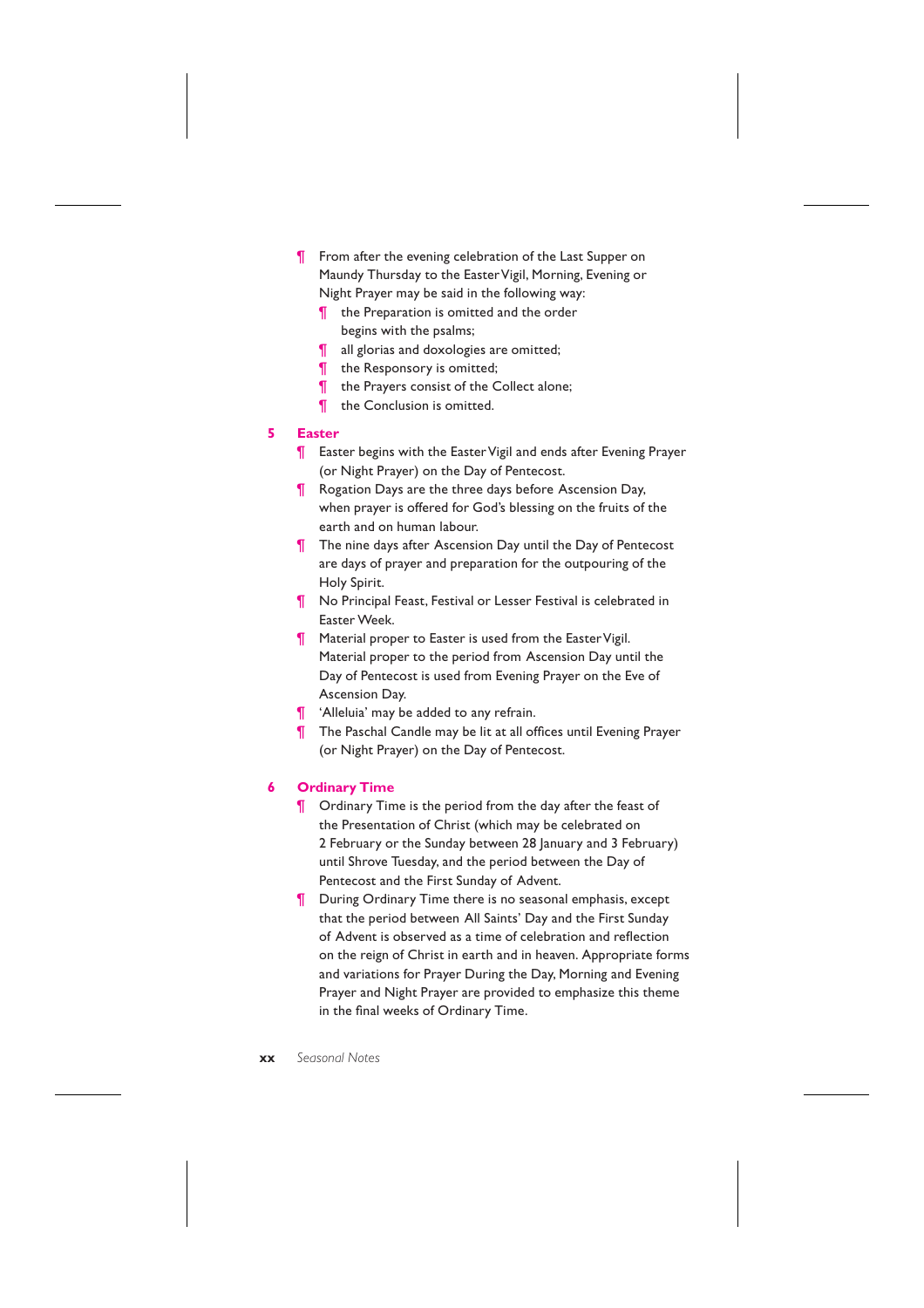¶ From after the evening celebration of the Last Supper on Maundy Thursday to the Easter Vigil, Morning, Evening or Night Prayer may be said in the following way:

  ¶ the Preparation is omitted and the order begins with the psalms;
  ¶ all glorias and doxologies are omitted;
  ¶ the Responsory is omitted;
  ¶ the Prayers consist of the Collect alone;
  ¶ the Conclusion is omitted.

## 5 Easter

¶ Easter begins with the Easter Vigil and ends after Evening Prayer (or Night Prayer) on the Day of Pentecost.

¶ Rogation Days are the three days before Ascension Day, when prayer is offered for God's blessing on the fruits of the earth and on human labour.

¶ The nine days after Ascension Day until the Day of Pentecost are days of prayer and preparation for the outpouring of the Holy Spirit.

¶ No Principal Feast, Festival or Lesser Festival is celebrated in Easter Week.

¶ Material proper to Easter is used from the Easter Vigil. Material proper to the period from Ascension Day until the Day of Pentecost is used from Evening Prayer on the Eve of Ascension Day.

¶ 'Alleluia' may be added to any refrain.

¶ The Paschal Candle may be lit at all offices until Evening Prayer (or Night Prayer) on the Day of Pentecost.

## 6 Ordinary Time

¶ Ordinary Time is the period from the day after the feast of the Presentation of Christ (which may be celebrated on 2 February or the Sunday between 28 January and 3 February) until Shrove Tuesday, and the period between the Day of Pentecost and the First Sunday of Advent.

¶ During Ordinary Time there is no seasonal emphasis, except that the period between All Saints' Day and the First Sunday of Advent is observed as a time of celebration and reflection on the reign of Christ in earth and in heaven. Appropriate forms and variations for Prayer During the Day, Morning and Evening Prayer and Night Prayer are provided to emphasize this theme in the final weeks of Ordinary Time.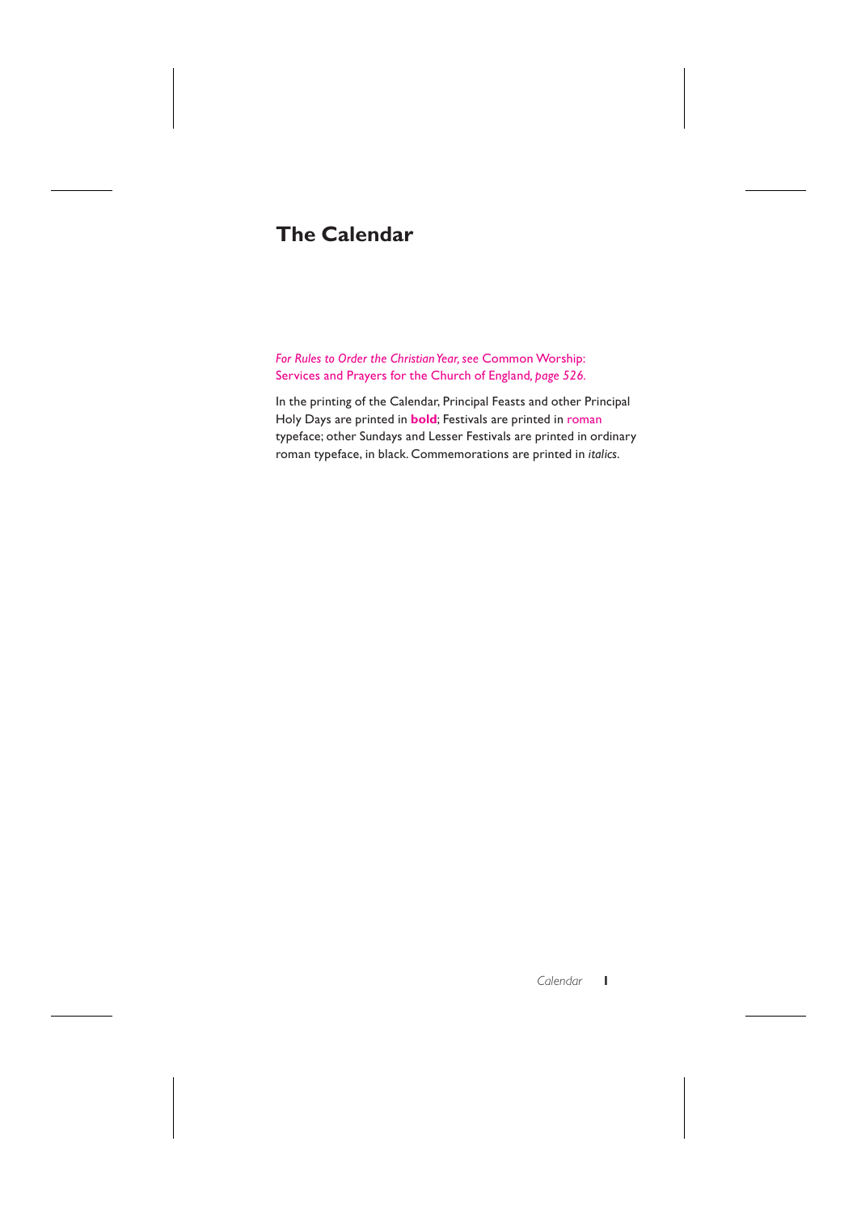# The Calendar

*For Rules to Order the Christian Year, see* Common Worship: Services and Prayers for the Church of England*, page 526.*

In the printing of the Calendar, Principal Feasts and other Principal Holy Days are printed in **bold**; Festivals are printed in roman typeface; other Sundays and Lesser Festivals are printed in ordinary roman typeface, in black. Commemorations are printed in *italics*.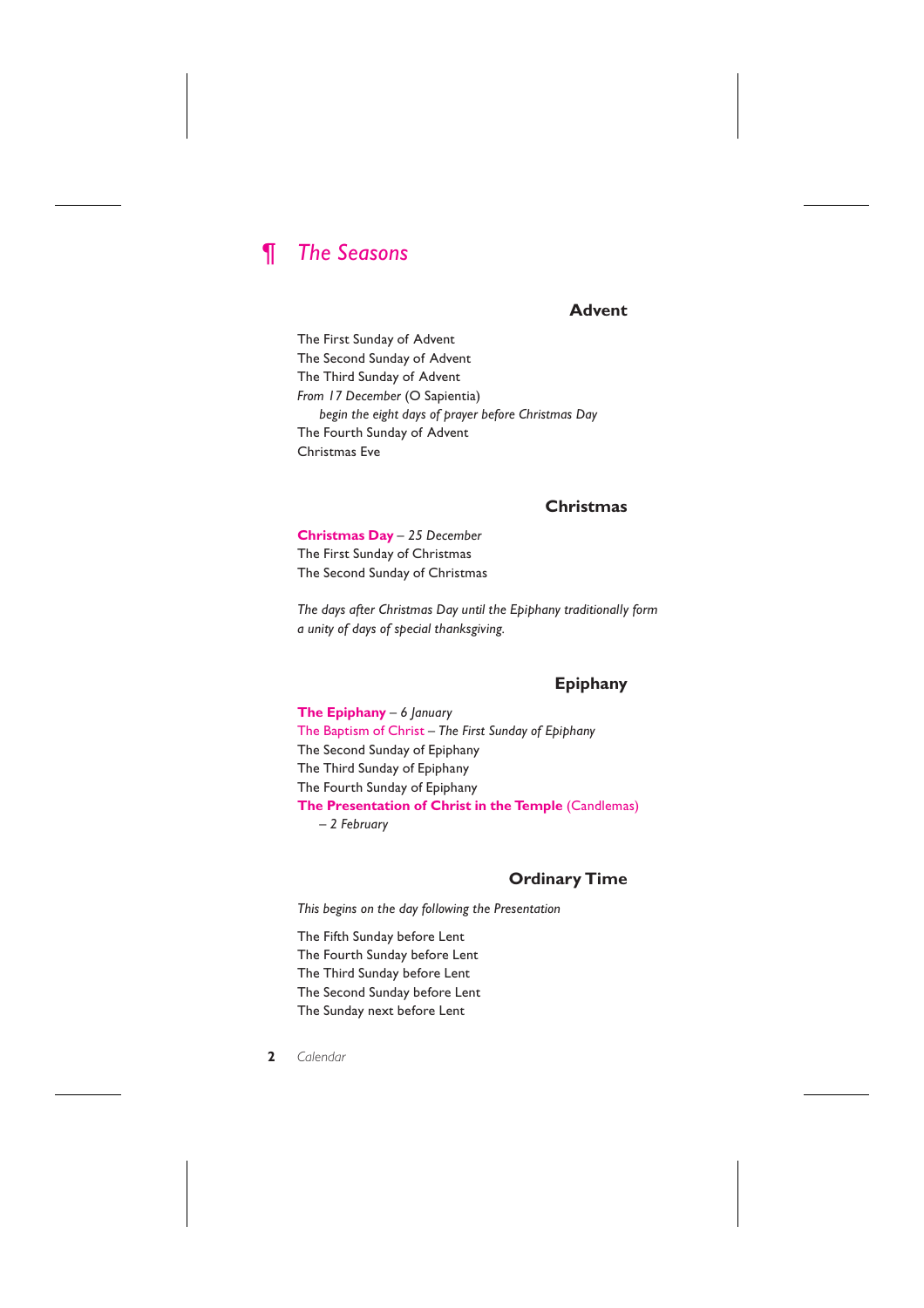# ¶ *The Seasons*

## Advent

The First Sunday of Advent
The Second Sunday of Advent
The Third Sunday of Advent
*From 17 December* (O Sapientia)
 *begin the eight days of prayer before Christmas Day*
The Fourth Sunday of Advent
Christmas Eve

## Christmas

**Christmas Day** – *25 December*
The First Sunday of Christmas
The Second Sunday of Christmas

*The days after Christmas Day until the Epiphany traditionally form a unity of days of special thanksgiving.*

## Epiphany

**The Epiphany** – *6 January*
The Baptism of Christ – *The First Sunday of Epiphany*
The Second Sunday of Epiphany
The Third Sunday of Epiphany
The Fourth Sunday of Epiphany
**The Presentation of Christ in the Temple** (Candlemas)
 – *2 February*

## Ordinary Time

*This begins on the day following the Presentation*

The Fifth Sunday before Lent
The Fourth Sunday before Lent
The Third Sunday before Lent
The Second Sunday before Lent
The Sunday next before Lent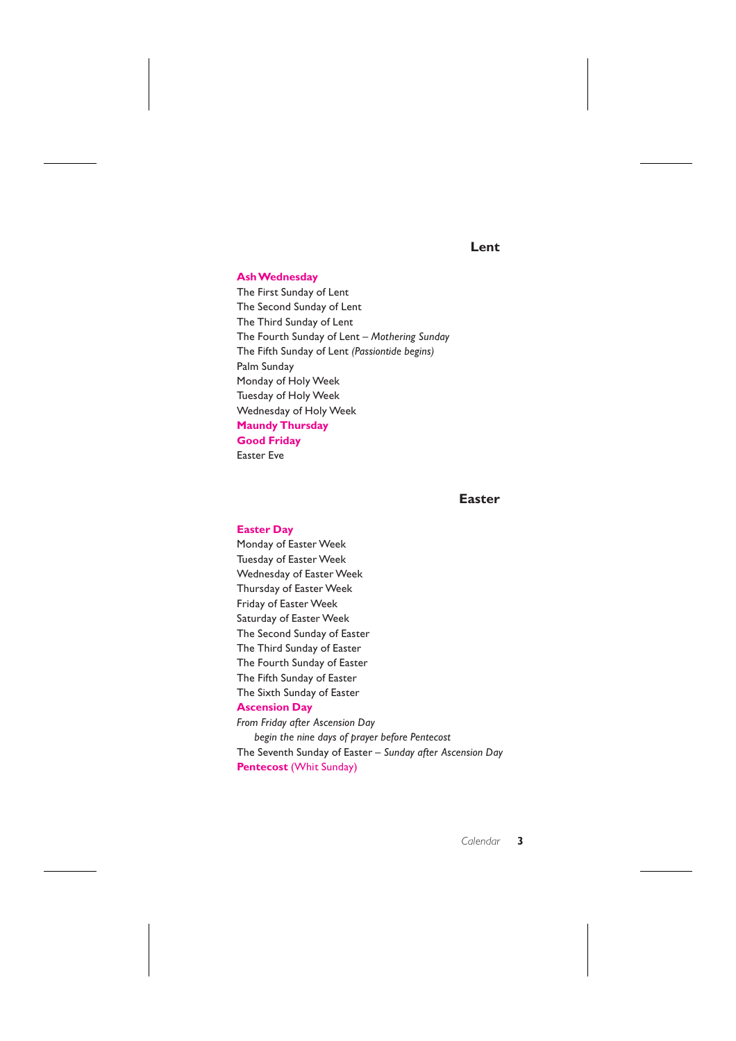## Lent

**Ash Wednesday**
The First Sunday of Lent
The Second Sunday of Lent
The Third Sunday of Lent
The Fourth Sunday of Lent – *Mothering Sunday*
The Fifth Sunday of Lent *(Passiontide begins)*
Palm Sunday
Monday of Holy Week
Tuesday of Holy Week
Wednesday of Holy Week
**Maundy Thursday**
**Good Friday**
Easter Eve

## Easter

**Easter Day**
Monday of Easter Week
Tuesday of Easter Week
Wednesday of Easter Week
Thursday of Easter Week
Friday of Easter Week
Saturday of Easter Week
The Second Sunday of Easter
The Third Sunday of Easter
The Fourth Sunday of Easter
The Fifth Sunday of Easter
The Sixth Sunday of Easter
**Ascension Day**
*From Friday after Ascension Day*
*begin the nine days of prayer before Pentecost*
The Seventh Sunday of Easter – *Sunday after Ascension Day*
**Pentecost** (Whit Sunday)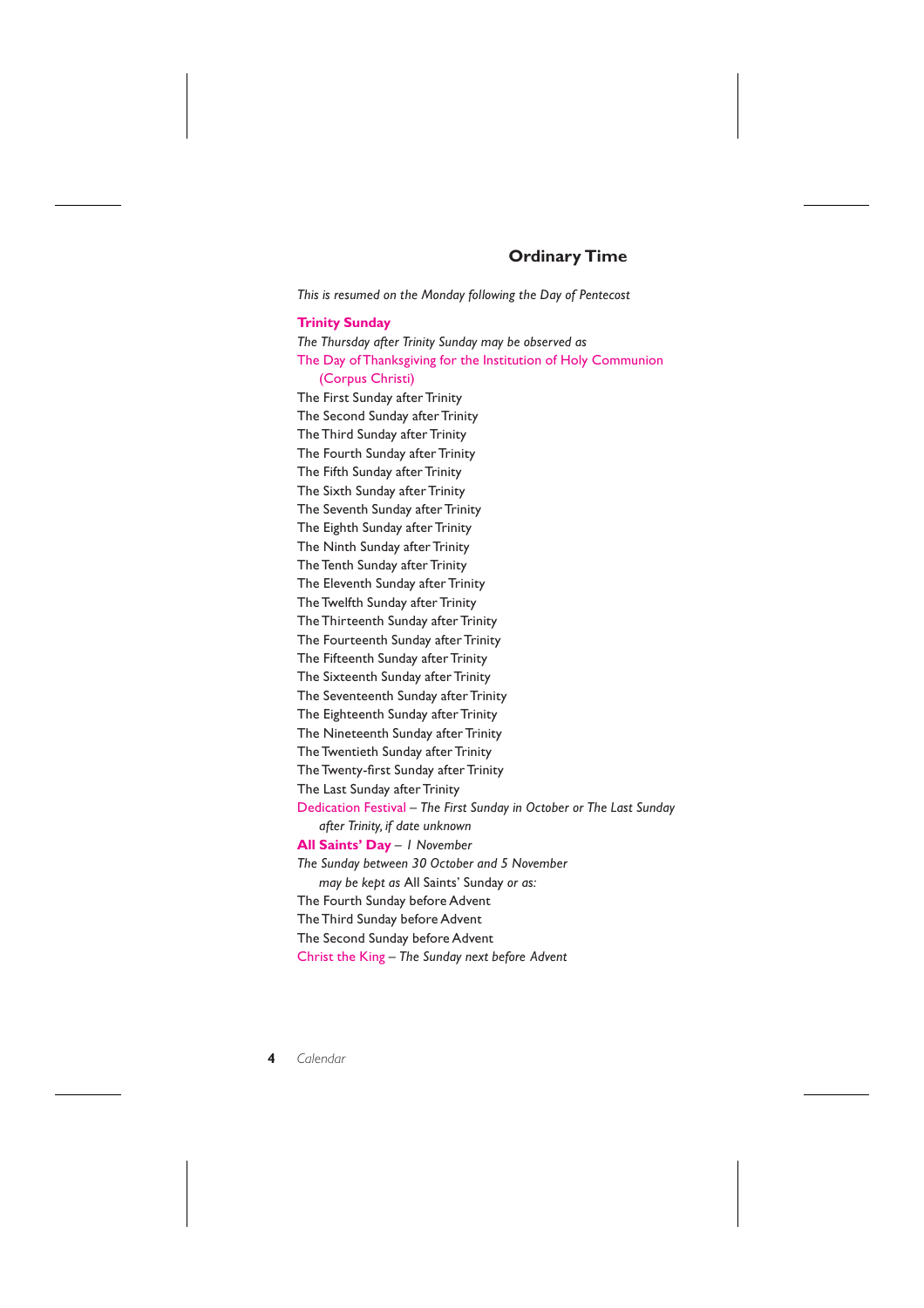## Ordinary Time

*This is resumed on the Monday following the Day of Pentecost*

**Trinity Sunday**

*The Thursday after Trinity Sunday may be observed as*

The Day of Thanksgiving for the Institution of Holy Communion (Corpus Christi)

The First Sunday after Trinity
The Second Sunday after Trinity
The Third Sunday after Trinity
The Fourth Sunday after Trinity
The Fifth Sunday after Trinity
The Sixth Sunday after Trinity
The Seventh Sunday after Trinity
The Eighth Sunday after Trinity
The Ninth Sunday after Trinity
The Tenth Sunday after Trinity
The Eleventh Sunday after Trinity
The Twelfth Sunday after Trinity
The Thirteenth Sunday after Trinity
The Fourteenth Sunday after Trinity
The Fifteenth Sunday after Trinity
The Sixteenth Sunday after Trinity
The Seventeenth Sunday after Trinity
The Eighteenth Sunday after Trinity
The Nineteenth Sunday after Trinity
The Twentieth Sunday after Trinity
The Twenty-first Sunday after Trinity
The Last Sunday after Trinity

Dedication Festival – *The First Sunday in October or The Last Sunday after Trinity, if date unknown*

**All Saints' Day** – *1 November*

*The Sunday between 30 October and 5 November may be kept as* All Saints' Sunday *or as:*

The Fourth Sunday before Advent
The Third Sunday before Advent
The Second Sunday before Advent

Christ the King – *The Sunday next before Advent*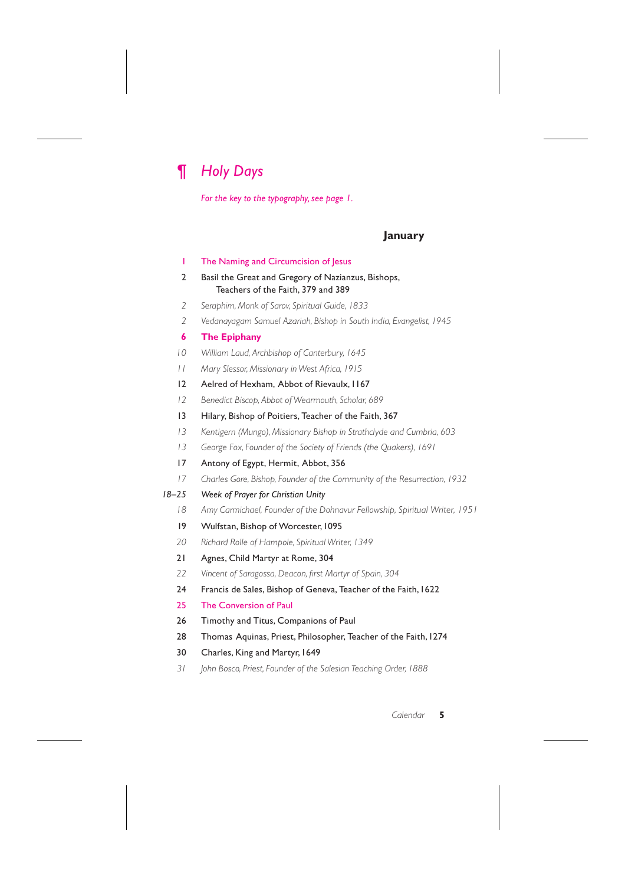# ¶ *Holy Days*

*For the key to the typography, see page 1.*

## January

1 The Naming and Circumcision of Jesus

2 Basil the Great and Gregory of Nazianzus, Bishops, Teachers of the Faith, 379 and 389

*2 Seraphim, Monk of Sarov, Spiritual Guide, 1833*

*2 Vedanayagam Samuel Azariah, Bishop in South India, Evangelist, 1945*

**6 The Epiphany**

*10 William Laud, Archbishop of Canterbury, 1645*

*11 Mary Slessor, Missionary in West Africa, 1915*

12 Aelred of Hexham, Abbot of Rievaulx, 1167

*12 Benedict Biscop, Abbot of Wearmouth, Scholar, 689*

13 Hilary, Bishop of Poitiers, Teacher of the Faith, 367

*13 Kentigern (Mungo), Missionary Bishop in Strathclyde and Cumbria, 603*

*13 George Fox, Founder of the Society of Friends (the Quakers), 1691*

17 Antony of Egypt, Hermit, Abbot, 356

*17 Charles Gore, Bishop, Founder of the Community of the Resurrection, 1932*

*18–25 Week of Prayer for Christian Unity*

*18 Amy Carmichael, Founder of the Dohnavur Fellowship, Spiritual Writer, 1951*

19 Wulfstan, Bishop of Worcester, 1095

*20 Richard Rolle of Hampole, Spiritual Writer, 1349*

21 Agnes, Child Martyr at Rome, 304

*22 Vincent of Saragossa, Deacon, first Martyr of Spain, 304*

24 Francis de Sales, Bishop of Geneva, Teacher of the Faith, 1622

25 The Conversion of Paul

26 Timothy and Titus, Companions of Paul

28 Thomas Aquinas, Priest, Philosopher, Teacher of the Faith, 1274

30 Charles, King and Martyr, 1649

*31 John Bosco, Priest, Founder of the Salesian Teaching Order, 1888*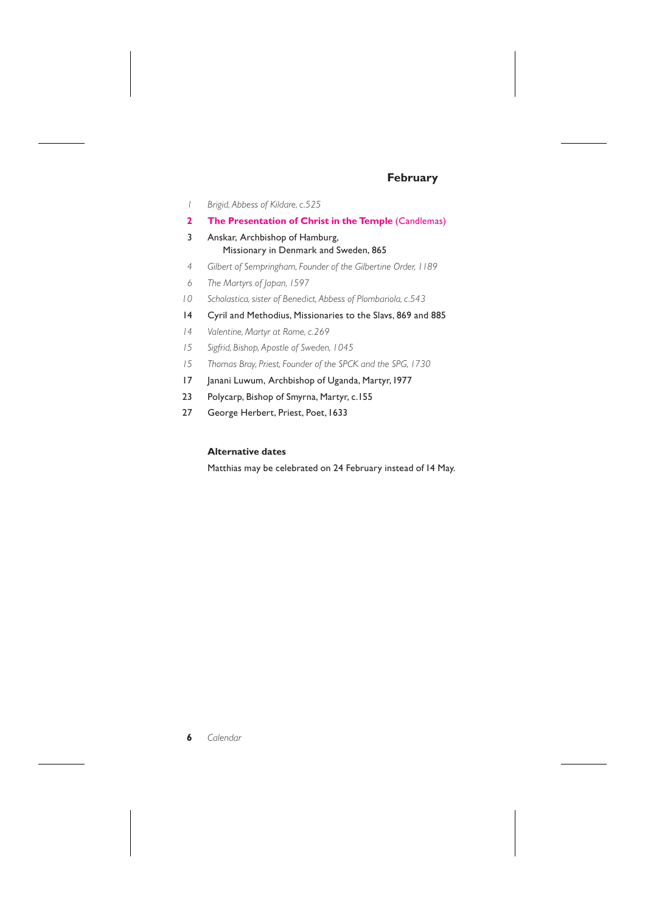## February

| | |
|---|---|
| *1* | *Brigid, Abbess of Kildare, c.525* |
| **2** | **The Presentation of Christ in the Temple** (Candlemas) |
| 3 | Anskar, Archbishop of Hamburg, Missionary in Denmark and Sweden, 865 |
| *4* | *Gilbert of Sempringham, Founder of the Gilbertine Order, 1189* |
| *6* | *The Martyrs of Japan, 1597* |
| *10* | *Scholastica, sister of Benedict, Abbess of Plombariola, c.543* |
| 14 | Cyril and Methodius, Missionaries to the Slavs, 869 and 885 |
| *14* | *Valentine, Martyr at Rome, c.269* |
| *15* | *Sigfrid, Bishop, Apostle of Sweden, 1045* |
| *15* | *Thomas Bray, Priest, Founder of the SPCK and the SPG, 1730* |
| 17 | Janani Luwum, Archbishop of Uganda, Martyr, 1977 |
| 23 | Polycarp, Bishop of Smyrna, Martyr, c.155 |
| 27 | George Herbert, Priest, Poet, 1633 |

### Alternative dates

Matthias may be celebrated on 24 February instead of 14 May.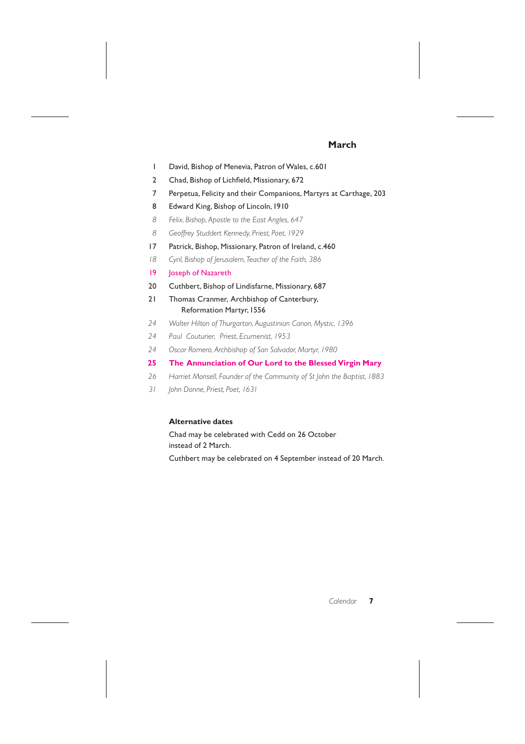## March

1 David, Bishop of Menevia, Patron of Wales, c.601

2 Chad, Bishop of Lichfield, Missionary, 672

7 Perpetua, Felicity and their Companions, Martyrs at Carthage, 203

8 Edward King, Bishop of Lincoln, 1910

*8 Felix, Bishop, Apostle to the East Angles, 647*

*8 Geoffrey Studdert Kennedy, Priest, Poet, 1929*

17 Patrick, Bishop, Missionary, Patron of Ireland, c.460

*18 Cyril, Bishop of Jerusalem, Teacher of the Faith, 386*

19 Joseph of Nazareth

20 Cuthbert, Bishop of Lindisfarne, Missionary, 687

21 Thomas Cranmer, Archbishop of Canterbury,
Reformation Martyr, 1556

*24 Walter Hilton of Thurgarton, Augustinian Canon, Mystic, 1396*

*24 Paul Couturier, Priest, Ecumenist, 1953*

*24 Oscar Romero, Archbishop of San Salvador, Martyr, 1980*

**25 The Annunciation of Our Lord to the Blessed Virgin Mary**

*26 Harriet Monsell, Founder of the Community of St John the Baptist, 1883*

*31 John Donne, Priest, Poet, 1631*

**Alternative dates**

Chad may be celebrated with Cedd on 26 October
instead of 2 March.

Cuthbert may be celebrated on 4 September instead of 20 March.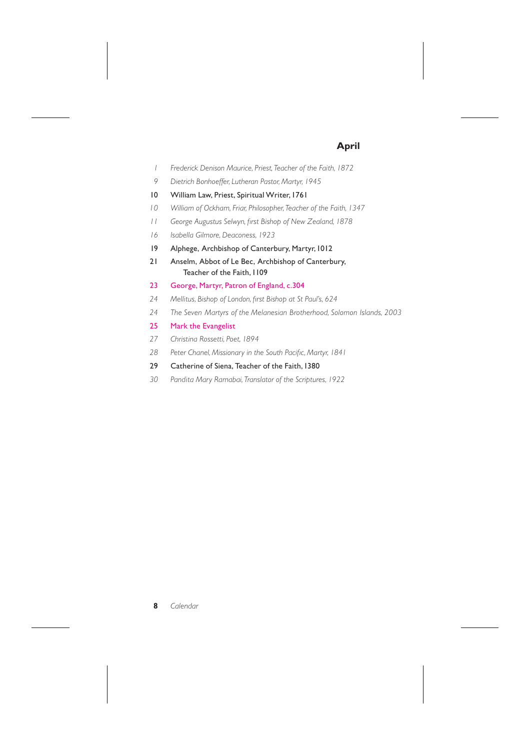## April

*1 Frederick Denison Maurice, Priest, Teacher of the Faith, 1872*

*9 Dietrich Bonhoeffer, Lutheran Pastor, Martyr, 1945*

10 William Law, Priest, Spiritual Writer, 1761

*10 William of Ockham, Friar, Philosopher, Teacher of the Faith, 1347*

*11 George Augustus Selwyn, first Bishop of New Zealand, 1878*

*16 Isabella Gilmore, Deaconess, 1923*

19 Alphege, Archbishop of Canterbury, Martyr, 1012

21 Anselm, Abbot of Le Bec, Archbishop of Canterbury, Teacher of the Faith, 1109

23 George, Martyr, Patron of England, c.304

*24 Mellitus, Bishop of London, first Bishop at St Paul's, 624*

*24 The Seven Martyrs of the Melanesian Brotherhood, Solomon Islands, 2003*

25 Mark the Evangelist

*27 Christina Rossetti, Poet, 1894*

*28 Peter Chanel, Missionary in the South Pacific, Martyr, 1841*

29 Catherine of Siena, Teacher of the Faith, 1380

*30 Pandita Mary Ramabai, Translator of the Scriptures, 1922*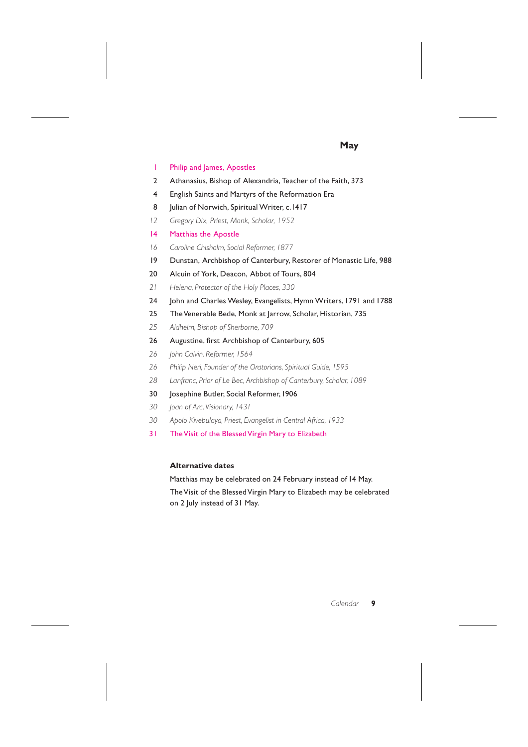## May

1 Philip and James, Apostles
2 Athanasius, Bishop of Alexandria, Teacher of the Faith, 373
4 English Saints and Martyrs of the Reformation Era
8 Julian of Norwich, Spiritual Writer, c.1417
*12 Gregory Dix, Priest, Monk, Scholar, 1952*
14 Matthias the Apostle
*16 Caroline Chisholm, Social Reformer, 1877*
19 Dunstan, Archbishop of Canterbury, Restorer of Monastic Life, 988
20 Alcuin of York, Deacon, Abbot of Tours, 804
*21 Helena, Protector of the Holy Places, 330*
24 John and Charles Wesley, Evangelists, Hymn Writers, 1791 and 1788
25 The Venerable Bede, Monk at Jarrow, Scholar, Historian, 735
*25 Aldhelm, Bishop of Sherborne, 709*
26 Augustine, first Archbishop of Canterbury, 605
*26 John Calvin, Reformer, 1564*
*26 Philip Neri, Founder of the Oratorians, Spiritual Guide, 1595*
*28 Lanfranc, Prior of Le Bec, Archbishop of Canterbury, Scholar, 1089*
30 Josephine Butler, Social Reformer, 1906
*30 Joan of Arc, Visionary, 1431*
*30 Apolo Kivebulaya, Priest, Evangelist in Central Africa, 1933*
31 The Visit of the Blessed Virgin Mary to Elizabeth

**Alternative dates**

Matthias may be celebrated on 24 February instead of 14 May.

The Visit of the Blessed Virgin Mary to Elizabeth may be celebrated on 2 July instead of 31 May.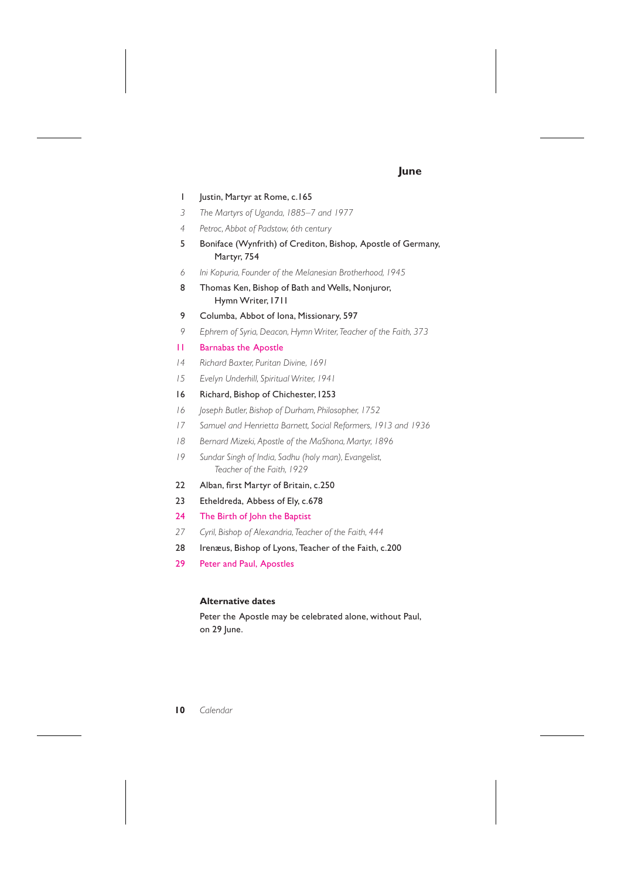## June

1 Justin, Martyr at Rome, c.165

*3 The Martyrs of Uganda, 1885–7 and 1977*

*4 Petroc, Abbot of Padstow, 6th century*

5 Boniface (Wynfrith) of Crediton, Bishop, Apostle of Germany, Martyr, 754

*6 Ini Kopuria, Founder of the Melanesian Brotherhood, 1945*

8 Thomas Ken, Bishop of Bath and Wells, Nonjuror, Hymn Writer, 1711

9 Columba, Abbot of Iona, Missionary, 597

*9 Ephrem of Syria, Deacon, Hymn Writer, Teacher of the Faith, 373*

11 Barnabas the Apostle

*14 Richard Baxter, Puritan Divine, 1691*

*15 Evelyn Underhill, Spiritual Writer, 1941*

16 Richard, Bishop of Chichester, 1253

*16 Joseph Butler, Bishop of Durham, Philosopher, 1752*

*17 Samuel and Henrietta Barnett, Social Reformers, 1913 and 1936*

*18 Bernard Mizeki, Apostle of the MaShona, Martyr, 1896*

*19 Sundar Singh of India, Sadhu (holy man), Evangelist, Teacher of the Faith, 1929*

22 Alban, first Martyr of Britain, c.250

23 Etheldreda, Abbess of Ely, c.678

24 The Birth of John the Baptist

*27 Cyril, Bishop of Alexandria, Teacher of the Faith, 444*

28 Irenæus, Bishop of Lyons, Teacher of the Faith, c.200

29 Peter and Paul, Apostles

**Alternative dates**

Peter the Apostle may be celebrated alone, without Paul, on 29 June.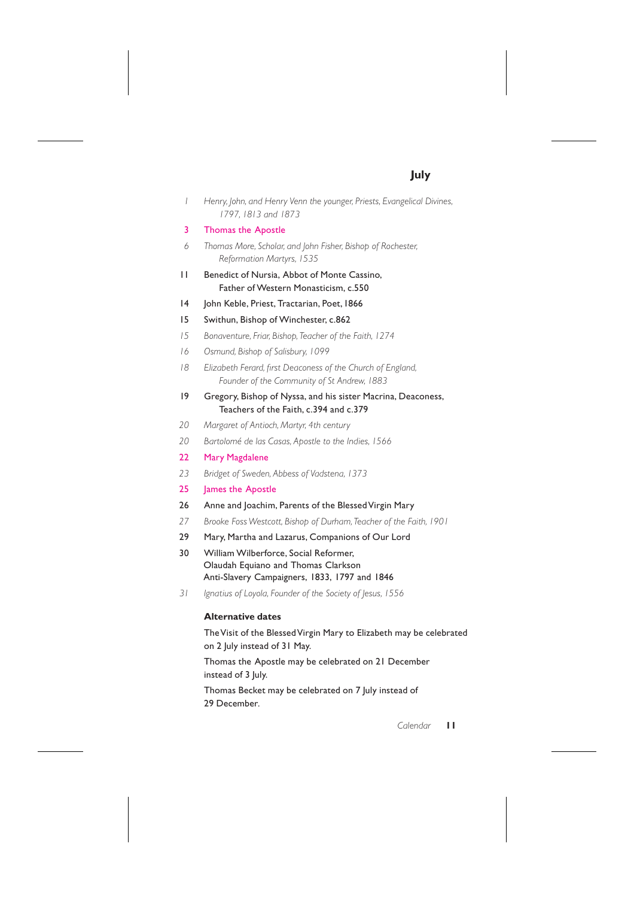## July

*1 Henry, John, and Henry Venn the younger, Priests, Evangelical Divines, 1797, 1813 and 1873*

3 Thomas the Apostle

*6 Thomas More, Scholar, and John Fisher, Bishop of Rochester, Reformation Martyrs, 1535*

11 Benedict of Nursia, Abbot of Monte Cassino, Father of Western Monasticism, c.550

14 John Keble, Priest, Tractarian, Poet, 1866

15 Swithun, Bishop of Winchester, c.862

*15 Bonaventure, Friar, Bishop, Teacher of the Faith, 1274*

*16 Osmund, Bishop of Salisbury, 1099*

*18 Elizabeth Ferard, first Deaconess of the Church of England, Founder of the Community of St Andrew, 1883*

19 Gregory, Bishop of Nyssa, and his sister Macrina, Deaconess, Teachers of the Faith, c.394 and c.379

*20 Margaret of Antioch, Martyr, 4th century*

*20 Bartolomé de las Casas, Apostle to the Indies, 1566*

22 Mary Magdalene

*23 Bridget of Sweden, Abbess of Vadstena, 1373*

25 James the Apostle

26 Anne and Joachim, Parents of the Blessed Virgin Mary

*27 Brooke Foss Westcott, Bishop of Durham, Teacher of the Faith, 1901*

29 Mary, Martha and Lazarus, Companions of Our Lord

30 William Wilberforce, Social Reformer, Olaudah Equiano and Thomas Clarkson Anti-Slavery Campaigners, 1833, 1797 and 1846

*31 Ignatius of Loyola, Founder of the Society of Jesus, 1556*

**Alternative dates**

The Visit of the Blessed Virgin Mary to Elizabeth may be celebrated on 2 July instead of 31 May.

Thomas the Apostle may be celebrated on 21 December instead of 3 July.

Thomas Becket may be celebrated on 7 July instead of 29 December.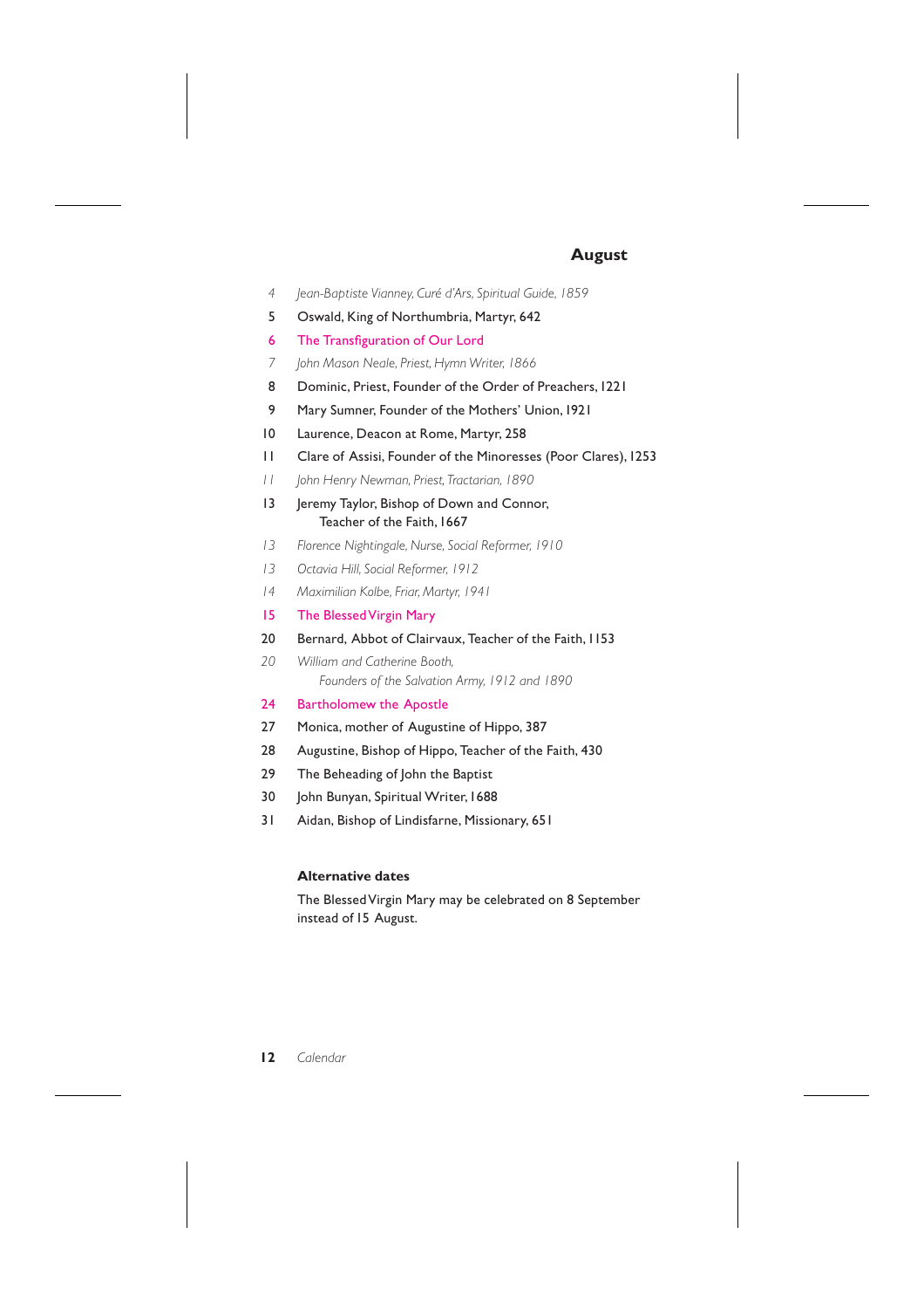## August

*4 Jean-Baptiste Vianney, Curé d'Ars, Spiritual Guide, 1859*

5 Oswald, King of Northumbria, Martyr, 642

6 The Transfiguration of Our Lord

*7 John Mason Neale, Priest, Hymn Writer, 1866*

8 Dominic, Priest, Founder of the Order of Preachers, 1221

9 Mary Sumner, Founder of the Mothers' Union, 1921

10 Laurence, Deacon at Rome, Martyr, 258

11 Clare of Assisi, Founder of the Minoresses (Poor Clares), 1253

*11 John Henry Newman, Priest, Tractarian, 1890*

13 Jeremy Taylor, Bishop of Down and Connor, Teacher of the Faith, 1667

*13 Florence Nightingale, Nurse, Social Reformer, 1910*

*13 Octavia Hill, Social Reformer, 1912*

*14 Maximilian Kolbe, Friar, Martyr, 1941*

15 The Blessed Virgin Mary

20 Bernard, Abbot of Clairvaux, Teacher of the Faith, 1153

*20 William and Catherine Booth, Founders of the Salvation Army, 1912 and 1890*

24 Bartholomew the Apostle

27 Monica, mother of Augustine of Hippo, 387

28 Augustine, Bishop of Hippo, Teacher of the Faith, 430

29 The Beheading of John the Baptist

30 John Bunyan, Spiritual Writer, 1688

31 Aidan, Bishop of Lindisfarne, Missionary, 651

**Alternative dates**

The Blessed Virgin Mary may be celebrated on 8 September instead of 15 August.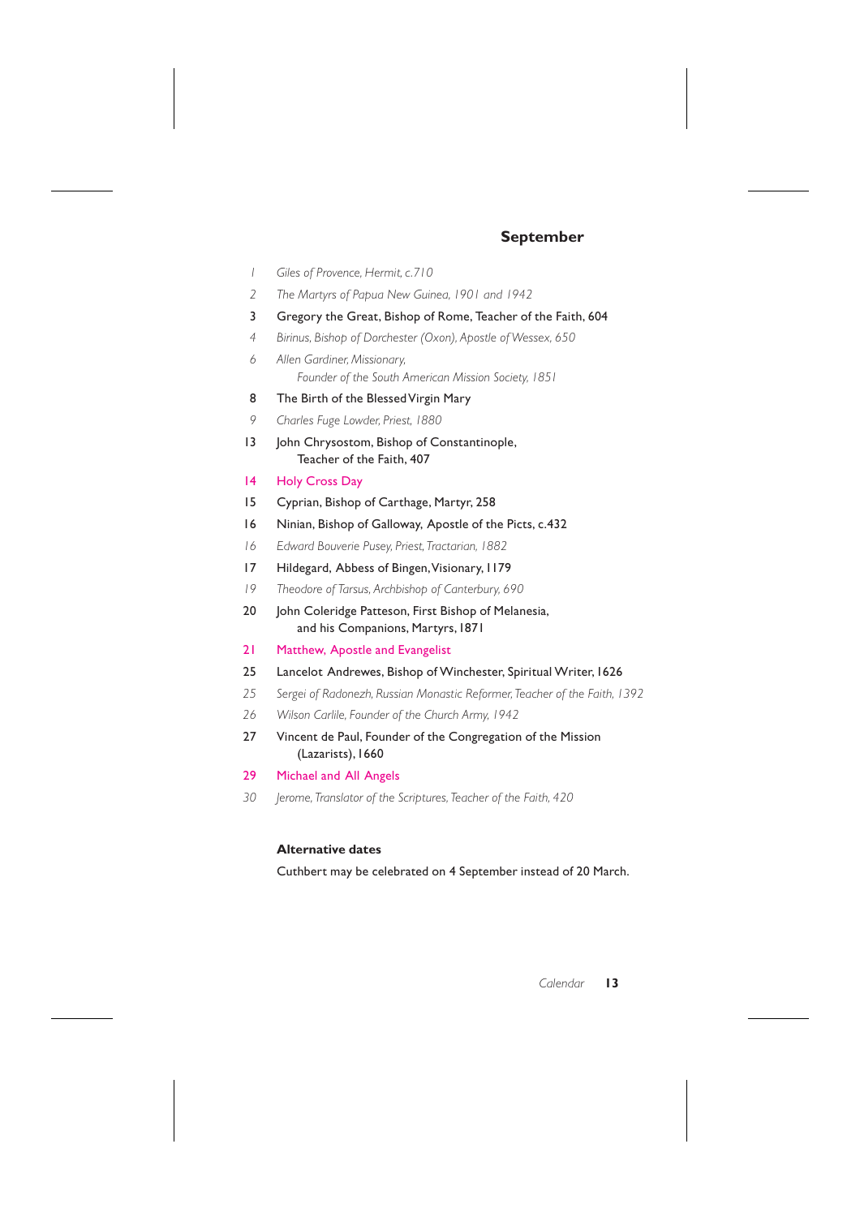## September

*1 Giles of Provence, Hermit, c.710*

*2 The Martyrs of Papua New Guinea, 1901 and 1942*

3 Gregory the Great, Bishop of Rome, Teacher of the Faith, 604

*4 Birinus, Bishop of Dorchester (Oxon), Apostle of Wessex, 650*

*6 Allen Gardiner, Missionary,*
*Founder of the South American Mission Society, 1851*

8 The Birth of the Blessed Virgin Mary

*9 Charles Fuge Lowder, Priest, 1880*

13 John Chrysostom, Bishop of Constantinople,
Teacher of the Faith, 407

14 Holy Cross Day

15 Cyprian, Bishop of Carthage, Martyr, 258

16 Ninian, Bishop of Galloway, Apostle of the Picts, c.432

*16 Edward Bouverie Pusey, Priest, Tractarian, 1882*

17 Hildegard, Abbess of Bingen, Visionary, 1179

*19 Theodore of Tarsus, Archbishop of Canterbury, 690*

20 John Coleridge Patteson, First Bishop of Melanesia,
and his Companions, Martyrs, 1871

21 Matthew, Apostle and Evangelist

25 Lancelot Andrewes, Bishop of Winchester, Spiritual Writer, 1626

*25 Sergei of Radonezh, Russian Monastic Reformer, Teacher of the Faith, 1392*

*26 Wilson Carlile, Founder of the Church Army, 1942*

27 Vincent de Paul, Founder of the Congregation of the Mission
(Lazarists), 1660

29 Michael and All Angels

*30 Jerome, Translator of the Scriptures, Teacher of the Faith, 420*

**Alternative dates**

Cuthbert may be celebrated on 4 September instead of 20 March.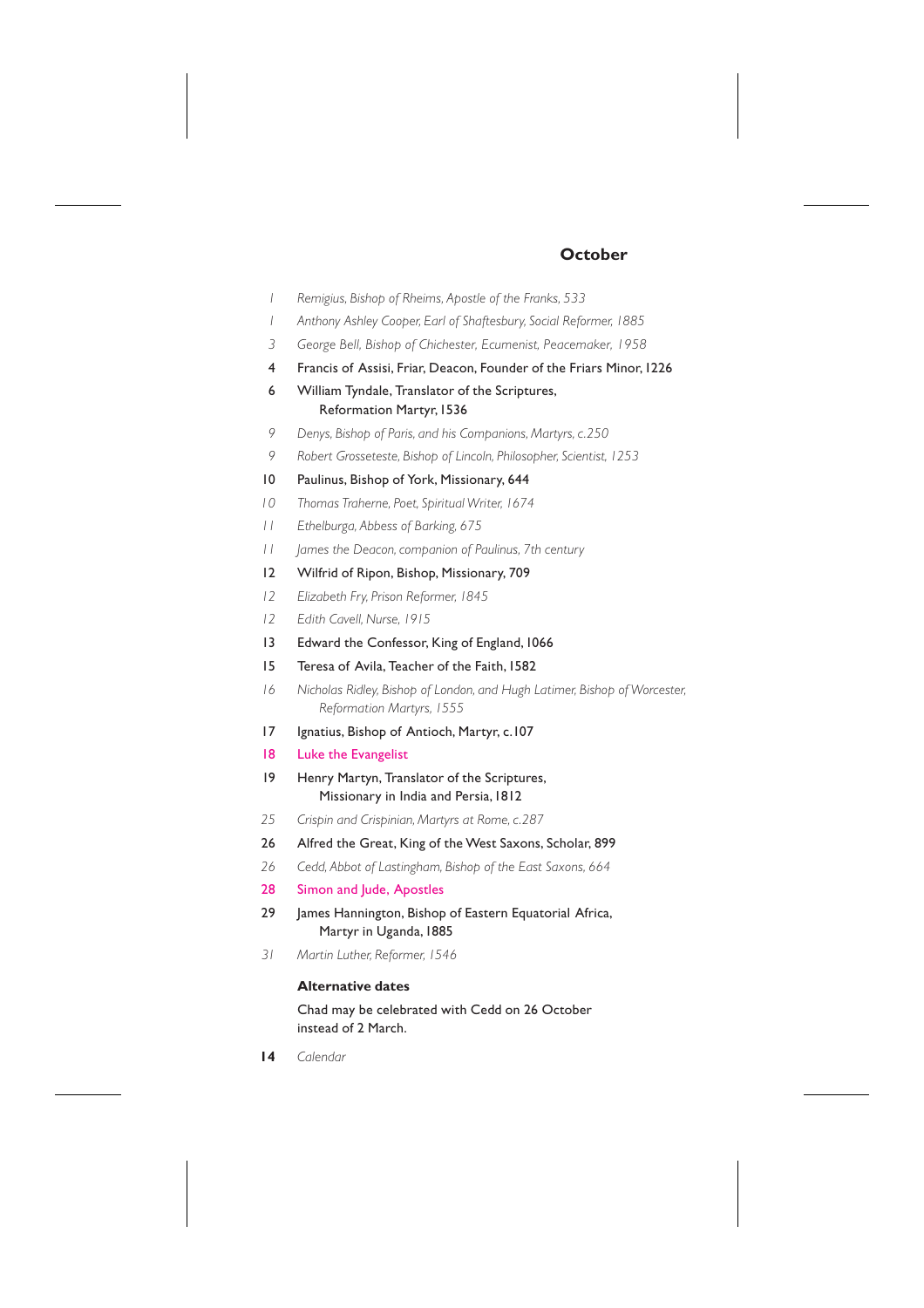## October

1 *Remigius, Bishop of Rheims, Apostle of the Franks, 533*

1 *Anthony Ashley Cooper, Earl of Shaftesbury, Social Reformer, 1885*

3 *George Bell, Bishop of Chichester, Ecumenist, Peacemaker, 1958*

4 Francis of Assisi, Friar, Deacon, Founder of the Friars Minor, 1226

6 William Tyndale, Translator of the Scriptures, Reformation Martyr, 1536

9 *Denys, Bishop of Paris, and his Companions, Martyrs, c.250*

9 *Robert Grosseteste, Bishop of Lincoln, Philosopher, Scientist, 1253*

10 Paulinus, Bishop of York, Missionary, 644

10 *Thomas Traherne, Poet, Spiritual Writer, 1674*

11 *Ethelburga, Abbess of Barking, 675*

11 *James the Deacon, companion of Paulinus, 7th century*

12 Wilfrid of Ripon, Bishop, Missionary, 709

12 *Elizabeth Fry, Prison Reformer, 1845*

12 *Edith Cavell, Nurse, 1915*

13 Edward the Confessor, King of England, 1066

15 Teresa of Avila, Teacher of the Faith, 1582

16 *Nicholas Ridley, Bishop of London, and Hugh Latimer, Bishop of Worcester, Reformation Martyrs, 1555*

17 Ignatius, Bishop of Antioch, Martyr, c.107

18 Luke the Evangelist

19 Henry Martyn, Translator of the Scriptures, Missionary in India and Persia, 1812

25 *Crispin and Crispinian, Martyrs at Rome, c.287*

26 Alfred the Great, King of the West Saxons, Scholar, 899

26 *Cedd, Abbot of Lastingham, Bishop of the East Saxons, 664*

28 Simon and Jude, Apostles

29 James Hannington, Bishop of Eastern Equatorial Africa, Martyr in Uganda, 1885

31 *Martin Luther, Reformer, 1546*

**Alternative dates**

Chad may be celebrated with Cedd on 26 October instead of 2 March.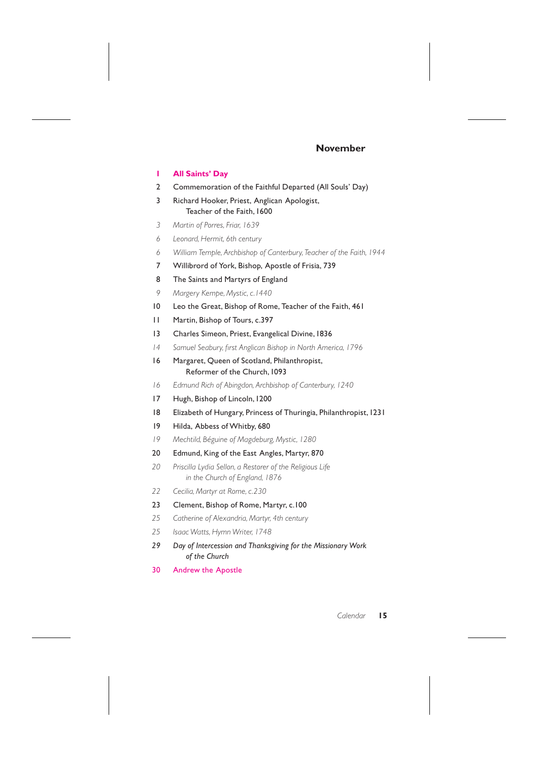## November

**1 All Saints' Day**

2 Commemoration of the Faithful Departed (All Souls' Day)

3 Richard Hooker, Priest, Anglican Apologist, Teacher of the Faith, 1600

*3 Martin of Porres, Friar, 1639*

*6 Leonard, Hermit, 6th century*

*6 William Temple, Archbishop of Canterbury, Teacher of the Faith, 1944*

7 Willibrord of York, Bishop, Apostle of Frisia, 739

8 The Saints and Martyrs of England

*9 Margery Kempe, Mystic, c.1440*

10 Leo the Great, Bishop of Rome, Teacher of the Faith, 461

11 Martin, Bishop of Tours, c.397

13 Charles Simeon, Priest, Evangelical Divine, 1836

*14 Samuel Seabury, first Anglican Bishop in North America, 1796*

16 Margaret, Queen of Scotland, Philanthropist, Reformer of the Church, 1093

*16 Edmund Rich of Abingdon, Archbishop of Canterbury, 1240*

17 Hugh, Bishop of Lincoln, 1200

18 Elizabeth of Hungary, Princess of Thuringia, Philanthropist, 1231

19 Hilda, Abbess of Whitby, 680

*19 Mechtild, Béguine of Magdeburg, Mystic, 1280*

20 Edmund, King of the East Angles, Martyr, 870

*20 Priscilla Lydia Sellon, a Restorer of the Religious Life in the Church of England, 1876*

*22 Cecilia, Martyr at Rome, c.230*

23 Clement, Bishop of Rome, Martyr, c.100

*25 Catherine of Alexandria, Martyr, 4th century*

*25 Isaac Watts, Hymn Writer, 1748*

29 *Day of Intercession and Thanksgiving for the Missionary Work of the Church*

30 Andrew the Apostle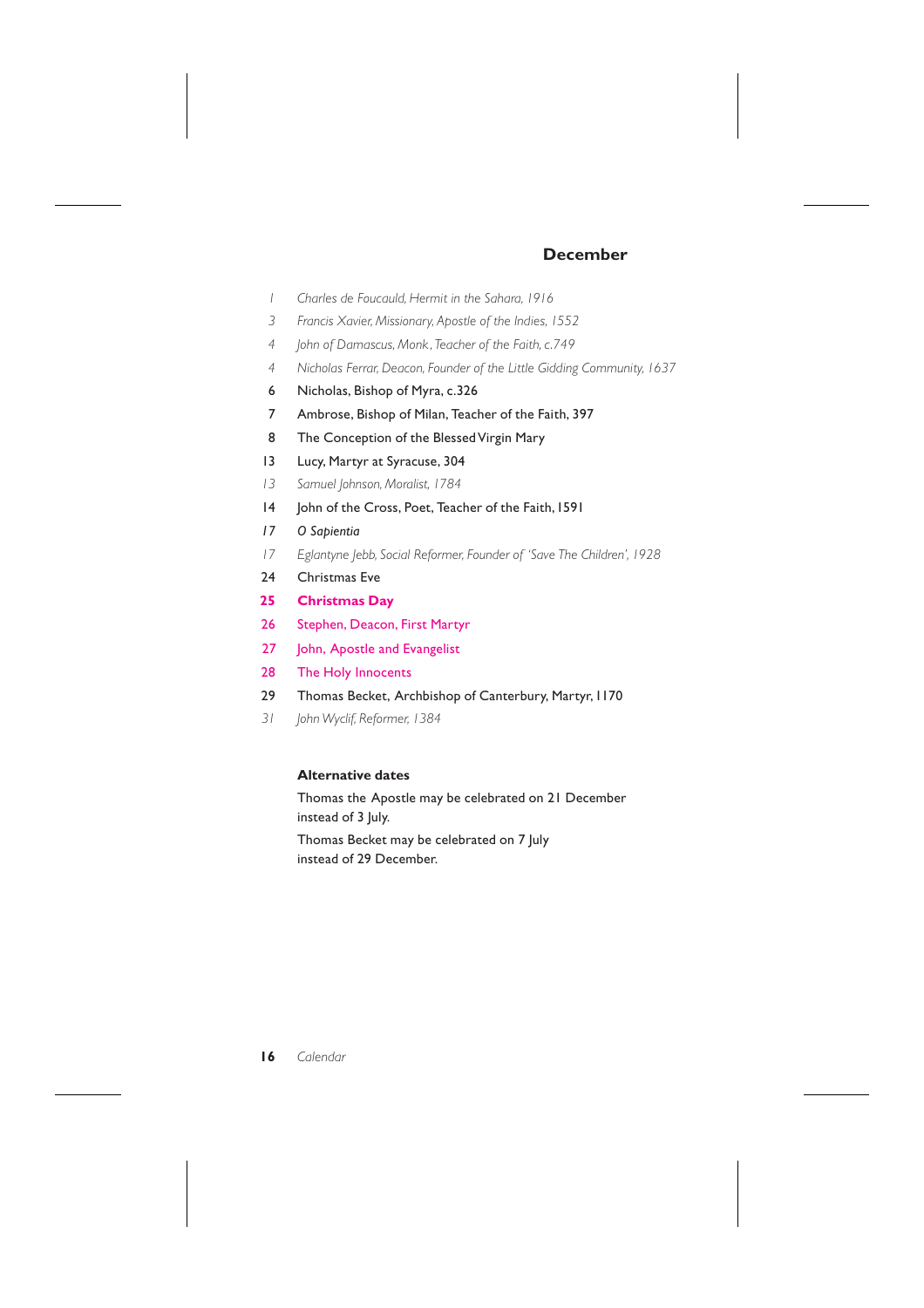## December

*1 Charles de Foucauld, Hermit in the Sahara, 1916*

*3 Francis Xavier, Missionary, Apostle of the Indies, 1552*

*4 John of Damascus, Monk, Teacher of the Faith, c.749*

*4 Nicholas Ferrar, Deacon, Founder of the Little Gidding Community, 1637*

6 Nicholas, Bishop of Myra, c.326

7 Ambrose, Bishop of Milan, Teacher of the Faith, 397

8 The Conception of the Blessed Virgin Mary

13 Lucy, Martyr at Syracuse, 304

*13 Samuel Johnson, Moralist, 1784*

14 John of the Cross, Poet, Teacher of the Faith, 1591

*17 O Sapientia*

*17 Eglantyne Jebb, Social Reformer, Founder of 'Save The Children', 1928*

24 Christmas Eve

**25 Christmas Day**

26 Stephen, Deacon, First Martyr

27 John, Apostle and Evangelist

28 The Holy Innocents

29 Thomas Becket, Archbishop of Canterbury, Martyr, 1170

*31 John Wyclif, Reformer, 1384*

**Alternative dates**

Thomas the Apostle may be celebrated on 21 December instead of 3 July.

Thomas Becket may be celebrated on 7 July instead of 29 December.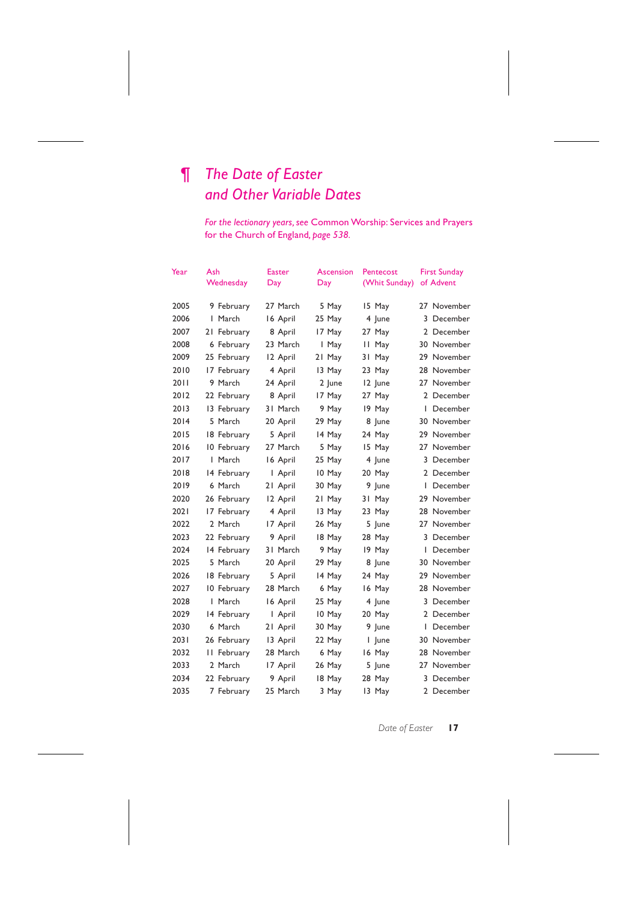## ¶ *The Date of Easter and Other Variable Dates*

*For the lectionary years, see* Common Worship: Services and Prayers for the Church of England*, page 538.*

| Year | Ash Wednesday | Easter Day | Ascension Day | Pentecost (Whit Sunday) | First Sunday of Advent |
|---|---|---|---|---|---|
| 2005 | 9 February | 27 March | 5 May | 15 May | 27 November |
| 2006 | 1 March | 16 April | 25 May | 4 June | 3 December |
| 2007 | 21 February | 8 April | 17 May | 27 May | 2 December |
| 2008 | 6 February | 23 March | 1 May | 11 May | 30 November |
| 2009 | 25 February | 12 April | 21 May | 31 May | 29 November |
| 2010 | 17 February | 4 April | 13 May | 23 May | 28 November |
| 2011 | 9 March | 24 April | 2 June | 12 June | 27 November |
| 2012 | 22 February | 8 April | 17 May | 27 May | 2 December |
| 2013 | 13 February | 31 March | 9 May | 19 May | 1 December |
| 2014 | 5 March | 20 April | 29 May | 8 June | 30 November |
| 2015 | 18 February | 5 April | 14 May | 24 May | 29 November |
| 2016 | 10 February | 27 March | 5 May | 15 May | 27 November |
| 2017 | 1 March | 16 April | 25 May | 4 June | 3 December |
| 2018 | 14 February | 1 April | 10 May | 20 May | 2 December |
| 2019 | 6 March | 21 April | 30 May | 9 June | 1 December |
| 2020 | 26 February | 12 April | 21 May | 31 May | 29 November |
| 2021 | 17 February | 4 April | 13 May | 23 May | 28 November |
| 2022 | 2 March | 17 April | 26 May | 5 June | 27 November |
| 2023 | 22 February | 9 April | 18 May | 28 May | 3 December |
| 2024 | 14 February | 31 March | 9 May | 19 May | 1 December |
| 2025 | 5 March | 20 April | 29 May | 8 June | 30 November |
| 2026 | 18 February | 5 April | 14 May | 24 May | 29 November |
| 2027 | 10 February | 28 March | 6 May | 16 May | 28 November |
| 2028 | 1 March | 16 April | 25 May | 4 June | 3 December |
| 2029 | 14 February | 1 April | 10 May | 20 May | 2 December |
| 2030 | 6 March | 21 April | 30 May | 9 June | 1 December |
| 2031 | 26 February | 13 April | 22 May | 1 June | 30 November |
| 2032 | 11 February | 28 March | 6 May | 16 May | 28 November |
| 2033 | 2 March | 17 April | 26 May | 5 June | 27 November |
| 2034 | 22 February | 9 April | 18 May | 28 May | 3 December |
| 2035 | 7 February | 25 March | 3 May | 13 May | 2 December |